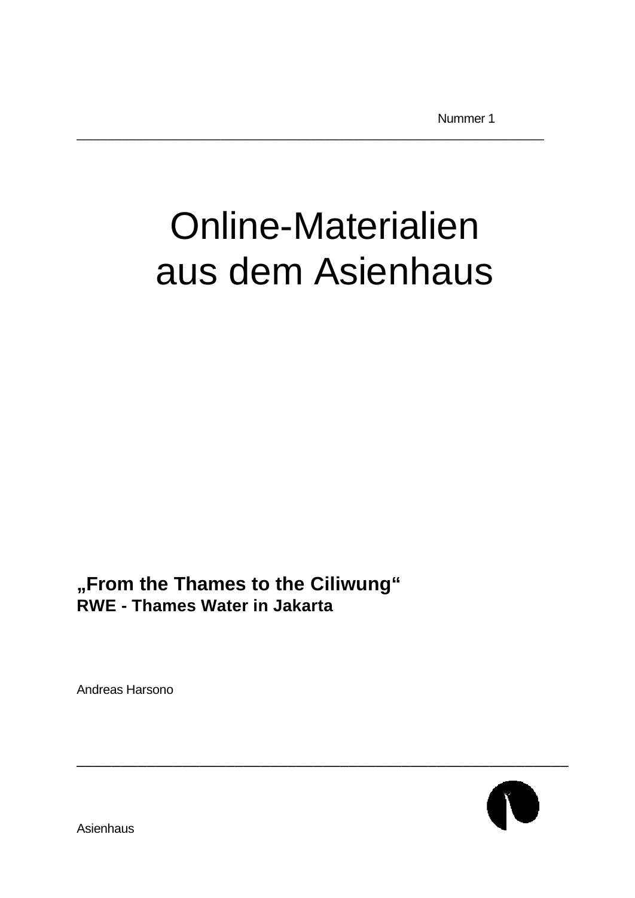Nummer 1

# Online-Materialien aus dem Asienhaus

**„From the Thames to the Ciliwung“**
**RWE - Thames Water in Jakarta**

Andreas Harsono

Asienhaus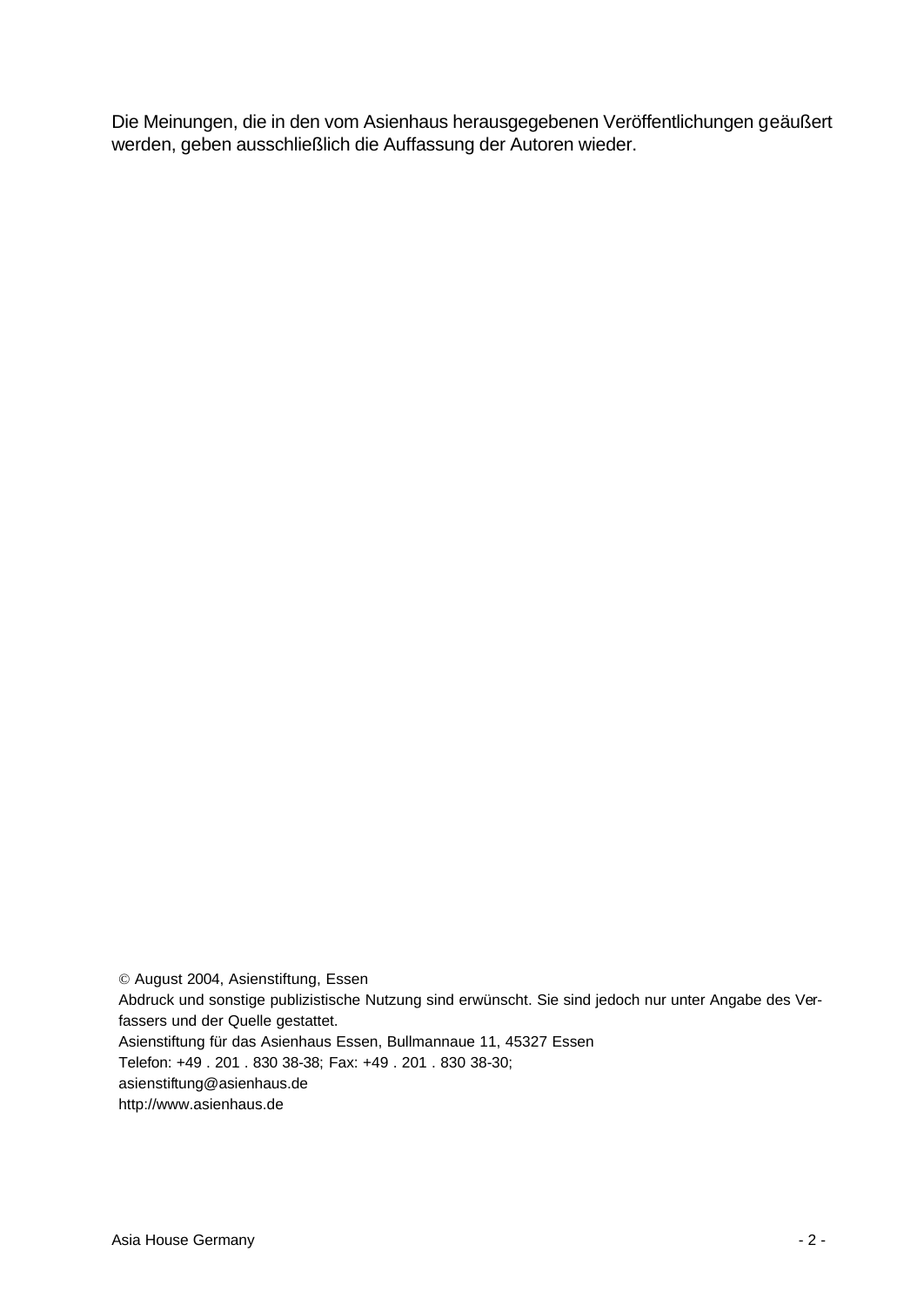Die Meinungen, die in den vom Asienhaus herausgegebenen Veröffentlichungen geäußert werden, geben ausschließlich die Auffassung der Autoren wieder.

© August 2004, Asienstiftung, Essen
Abdruck und sonstige publizistische Nutzung sind erwünscht. Sie sind jedoch nur unter Angabe des Verfassers und der Quelle gestattet.
Asienstiftung für das Asienhaus Essen, Bullmannaue 11, 45327 Essen
Telefon: +49 . 201 . 830 38-38; Fax: +49 . 201 . 830 38-30;
asienstiftung@asienhaus.de
http://www.asienhaus.de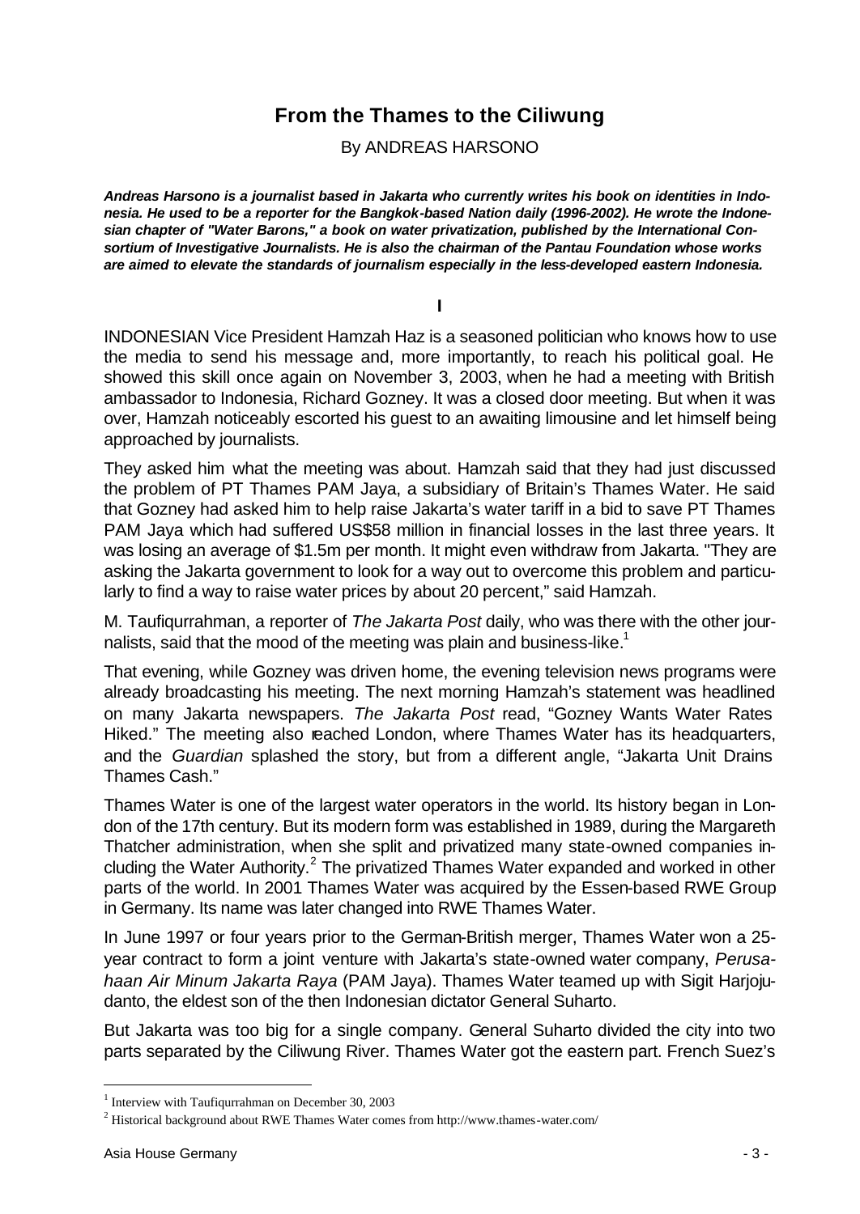# From the Thames to the Ciliwung

By ANDREAS HARSONO

***Andreas Harsono is a journalist based in Jakarta who currently writes his book on identities in Indonesia. He used to be a reporter for the Bangkok-based Nation daily (1996-2002). He wrote the Indonesian chapter of "Water Barons," a book on water privatization, published by the International Consortium of Investigative Journalists. He is also the chairman of the Pantau Foundation whose works are aimed to elevate the standards of journalism especially in the less-developed eastern Indonesia.***

## I

INDONESIAN Vice President Hamzah Haz is a seasoned politician who knows how to use the media to send his message and, more importantly, to reach his political goal. He showed this skill once again on November 3, 2003, when he had a meeting with British ambassador to Indonesia, Richard Gozney. It was a closed door meeting. But when it was over, Hamzah noticeably escorted his guest to an awaiting limousine and let himself being approached by journalists.

They asked him what the meeting was about. Hamzah said that they had just discussed the problem of PT Thames PAM Jaya, a subsidiary of Britain's Thames Water. He said that Gozney had asked him to help raise Jakarta's water tariff in a bid to save PT Thames PAM Jaya which had suffered US$58 million in financial losses in the last three years. It was losing an average of $1.5m per month. It might even withdraw from Jakarta. "They are asking the Jakarta government to look for a way out to overcome this problem and particularly to find a way to raise water prices by about 20 percent," said Hamzah.

M. Taufiqurrahman, a reporter of *The Jakarta Post* daily, who was there with the other journalists, said that the mood of the meeting was plain and business-like.[1]

That evening, while Gozney was driven home, the evening television news programs were already broadcasting his meeting. The next morning Hamzah's statement was headlined on many Jakarta newspapers. *The Jakarta Post* read, "Gozney Wants Water Rates Hiked." The meeting also reached London, where Thames Water has its headquarters, and the *Guardian* splashed the story, but from a different angle, "Jakarta Unit Drains Thames Cash."

Thames Water is one of the largest water operators in the world. Its history began in London of the 17th century. But its modern form was established in 1989, during the Margareth Thatcher administration, when she split and privatized many state-owned companies including the Water Authority.[2] The privatized Thames Water expanded and worked in other parts of the world. In 2001 Thames Water was acquired by the Essen-based RWE Group in Germany. Its name was later changed into RWE Thames Water.

In June 1997 or four years prior to the German-British merger, Thames Water won a 25-year contract to form a joint venture with Jakarta's state-owned water company, *Perusahaan Air Minum Jakarta Raya* (PAM Jaya). Thames Water teamed up with Sigit Harjojudanto, the eldest son of the then Indonesian dictator General Suharto.

But Jakarta was too big for a single company. General Suharto divided the city into two parts separated by the Ciliwung River. Thames Water got the eastern part. French Suez's

---

[1] Interview with Taufiqurrahman on December 30, 2003

[2] Historical background about RWE Thames Water comes from http://www.thames-water.com/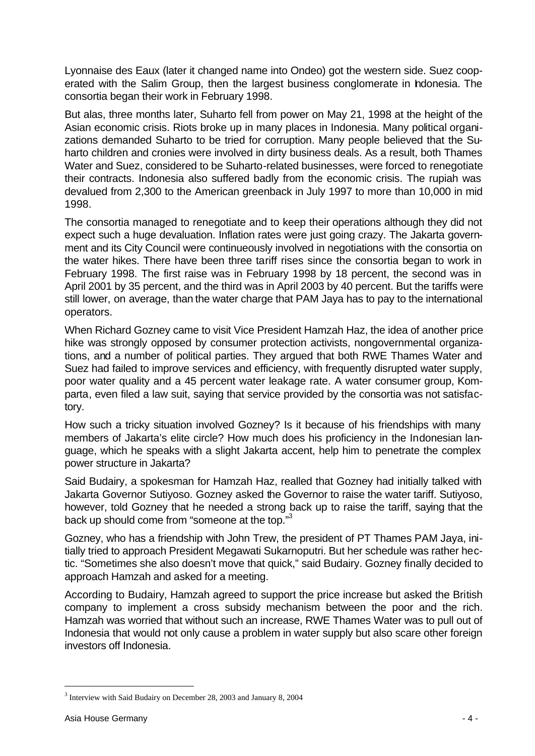Lyonnaise des Eaux (later it changed name into Ondeo) got the western side. Suez cooperated with the Salim Group, then the largest business conglomerate in Indonesia. The consortia began their work in February 1998.

But alas, three months later, Suharto fell from power on May 21, 1998 at the height of the Asian economic crisis. Riots broke up in many places in Indonesia. Many political organizations demanded Suharto to be tried for corruption. Many people believed that the Suharto children and cronies were involved in dirty business deals. As a result, both Thames Water and Suez, considered to be Suharto-related businesses, were forced to renegotiate their contracts. Indonesia also suffered badly from the economic crisis. The rupiah was devalued from 2,300 to the American greenback in July 1997 to more than 10,000 in mid 1998.

The consortia managed to renegotiate and to keep their operations although they did not expect such a huge devaluation. Inflation rates were just going crazy. The Jakarta government and its City Council were continueously involved in negotiations with the consortia on the water hikes. There have been three tariff rises since the consortia began to work in February 1998. The first raise was in February 1998 by 18 percent, the second was in April 2001 by 35 percent, and the third was in April 2003 by 40 percent. But the tariffs were still lower, on average, than the water charge that PAM Jaya has to pay to the international operators.

When Richard Gozney came to visit Vice President Hamzah Haz, the idea of another price hike was strongly opposed by consumer protection activists, nongovernmental organizations, and a number of political parties. They argued that both RWE Thames Water and Suez had failed to improve services and efficiency, with frequently disrupted water supply, poor water quality and a 45 percent water leakage rate. A water consumer group, Komparta, even filed a law suit, saying that service provided by the consortia was not satisfactory.

How such a tricky situation involved Gozney? Is it because of his friendships with many members of Jakarta's elite circle? How much does his proficiency in the Indonesian language, which he speaks with a slight Jakarta accent, help him to penetrate the complex power structure in Jakarta?

Said Budairy, a spokesman for Hamzah Haz, realled that Gozney had initially talked with Jakarta Governor Sutiyoso. Gozney asked the Governor to raise the water tariff. Sutiyoso, however, told Gozney that he needed a strong back up to raise the tariff, saying that the back up should come from "someone at the top."[3]

Gozney, who has a friendship with John Trew, the president of PT Thames PAM Jaya, initially tried to approach President Megawati Sukarnoputri. But her schedule was rather hectic. "Sometimes she also doesn't move that quick," said Budairy. Gozney finally decided to approach Hamzah and asked for a meeting.

According to Budairy, Hamzah agreed to support the price increase but asked the British company to implement a cross subsidy mechanism between the poor and the rich. Hamzah was worried that without such an increase, RWE Thames Water was to pull out of Indonesia that would not only cause a problem in water supply but also scare other foreign investors off Indonesia.

---

[3] Interview with Said Budairy on December 28, 2003 and January 8, 2004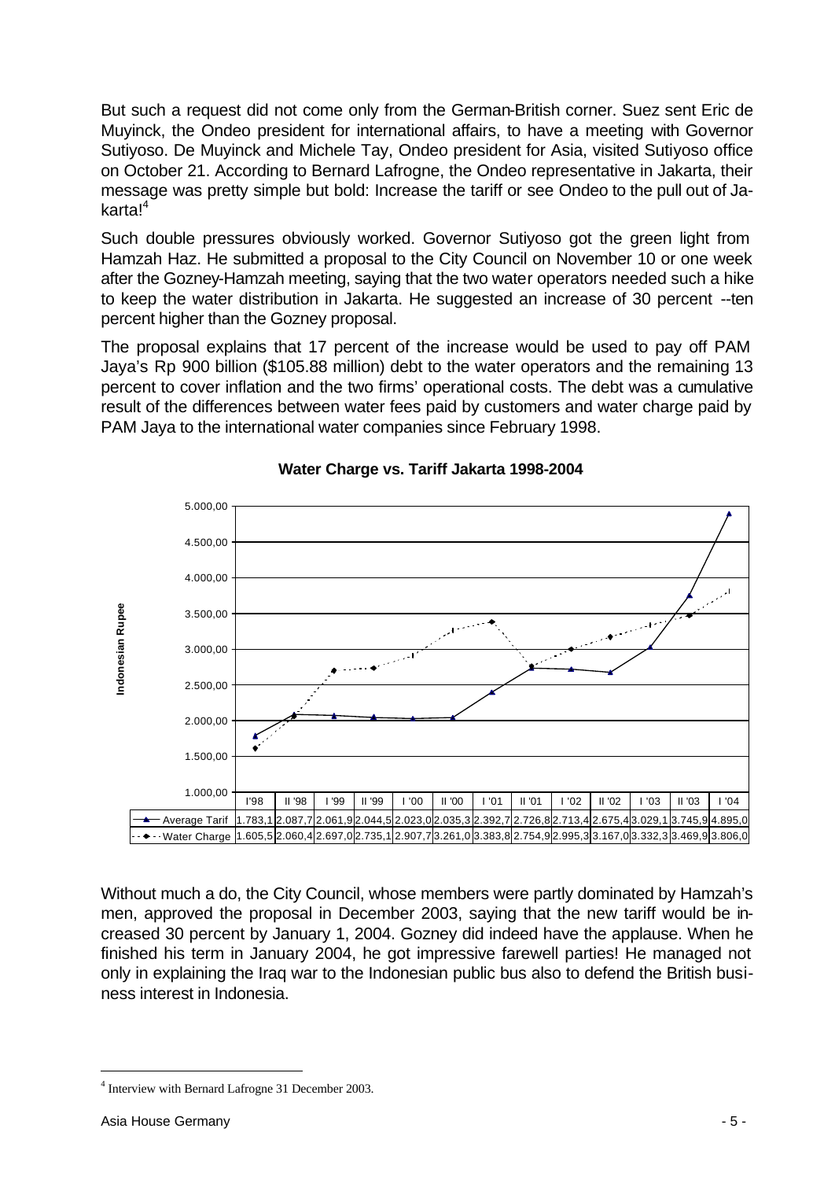But such a request did not come only from the German-British corner. Suez sent Eric de Muyinck, the Ondeo president for international affairs, to have a meeting with Governor Sutiyoso. De Muyinck and Michele Tay, Ondeo president for Asia, visited Sutiyoso office on October 21. According to Bernard Lafrogne, the Ondeo representative in Jakarta, their message was pretty simple but bold: Increase the tariff or see Ondeo to the pull out of Jakarta![4]

Such double pressures obviously worked. Governor Sutiyoso got the green light from Hamzah Haz. He submitted a proposal to the City Council on November 10 or one week after the Gozney-Hamzah meeting, saying that the two water operators needed such a hike to keep the water distribution in Jakarta. He suggested an increase of 30 percent --ten percent higher than the Gozney proposal.

The proposal explains that 17 percent of the increase would be used to pay off PAM Jaya's Rp 900 billion ($105.88 million) debt to the water operators and the remaining 13 percent to cover inflation and the two firms' operational costs. The debt was a cumulative result of the differences between water fees paid by customers and water charge paid by PAM Jaya to the international water companies since February 1998.

**Water Charge vs. Tariff Jakarta 1998-2004**

| | I'98 | II '98 | I '99 | II '99 | I '00 | II '00 | I '01 | II '01 | I '02 | II '02 | I '03 | II '03 | I '04 |
|---|---|---|---|---|---|---|---|---|---|---|---|---|---|
| Average Tarif | 1.783,1 | 2.087,7 | 2.061,9 | 2.044,5 | 2.023,0 | 2.035,3 | 2.392,7 | 2.726,8 | 2.713,4 | 2.675,4 | 3.029,1 | 3.745,9 | 4.895,0 |
| Water Charge | 1.605,5 | 2.060,4 | 2.697,0 | 2.735,1 | 2.907,7 | 3.261,0 | 3.383,8 | 2.754,9 | 2.995,3 | 3.167,0 | 3.332,3 | 3.469,9 | 3.806,0 |

Without much a do, the City Council, whose members were partly dominated by Hamzah's men, approved the proposal in December 2003, saying that the new tariff would be increased 30 percent by January 1, 2004. Gozney did indeed have the applause. When he finished his term in January 2004, he got impressive farewell parties! He managed not only in explaining the Iraq war to the Indonesian public bus also to defend the British business interest in Indonesia.

[4] Interview with Bernard Lafrogne 31 December 2003.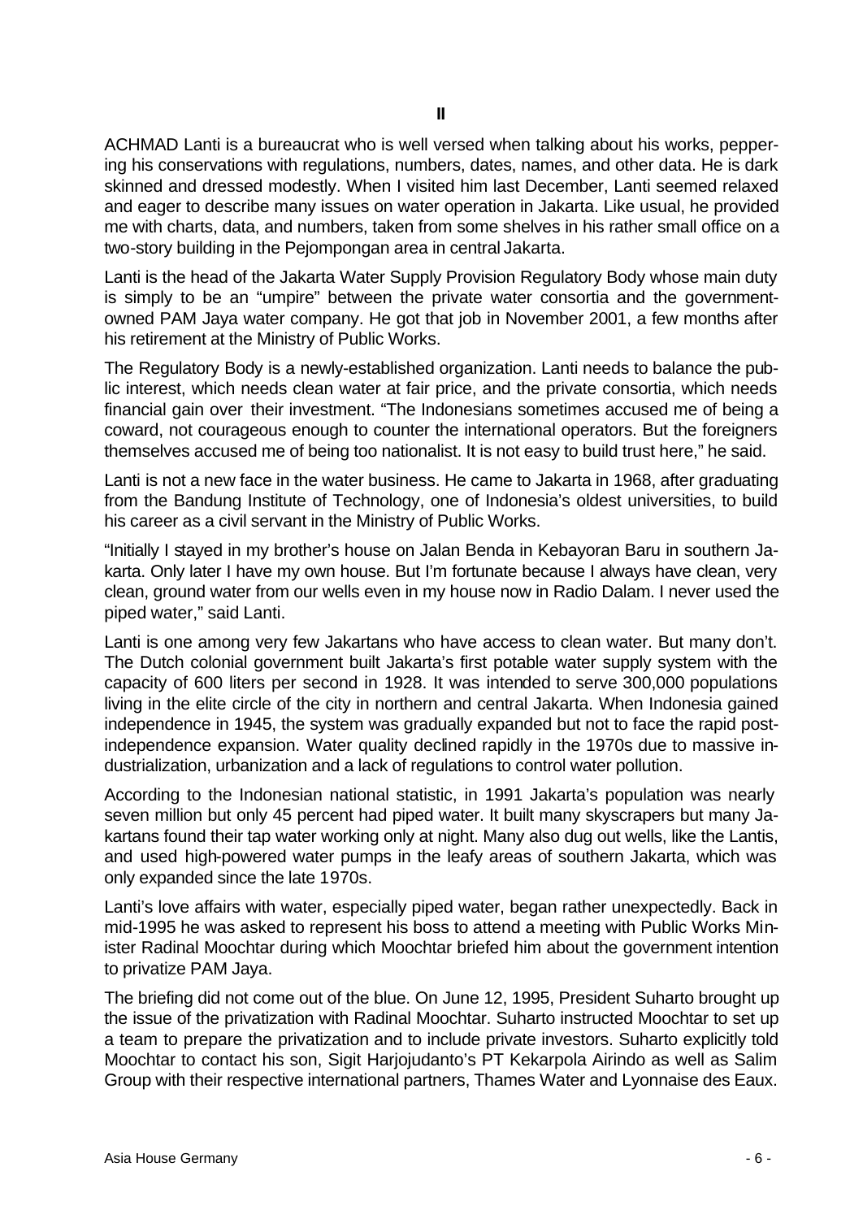## II

ACHMAD Lanti is a bureaucrat who is well versed when talking about his works, peppering his conservations with regulations, numbers, dates, names, and other data. He is dark skinned and dressed modestly. When I visited him last December, Lanti seemed relaxed and eager to describe many issues on water operation in Jakarta. Like usual, he provided me with charts, data, and numbers, taken from some shelves in his rather small office on a two-story building in the Pejompongan area in central Jakarta.

Lanti is the head of the Jakarta Water Supply Provision Regulatory Body whose main duty is simply to be an "umpire" between the private water consortia and the government-owned PAM Jaya water company. He got that job in November 2001, a few months after his retirement at the Ministry of Public Works.

The Regulatory Body is a newly-established organization. Lanti needs to balance the public interest, which needs clean water at fair price, and the private consortia, which needs financial gain over their investment. "The Indonesians sometimes accused me of being a coward, not courageous enough to counter the international operators. But the foreigners themselves accused me of being too nationalist. It is not easy to build trust here," he said.

Lanti is not a new face in the water business. He came to Jakarta in 1968, after graduating from the Bandung Institute of Technology, one of Indonesia's oldest universities, to build his career as a civil servant in the Ministry of Public Works.

"Initially I stayed in my brother's house on Jalan Benda in Kebayoran Baru in southern Jakarta. Only later I have my own house. But I'm fortunate because I always have clean, very clean, ground water from our wells even in my house now in Radio Dalam. I never used the piped water," said Lanti.

Lanti is one among very few Jakartans who have access to clean water. But many don't. The Dutch colonial government built Jakarta's first potable water supply system with the capacity of 600 liters per second in 1928. It was intended to serve 300,000 populations living in the elite circle of the city in northern and central Jakarta. When Indonesia gained independence in 1945, the system was gradually expanded but not to face the rapid post-independence expansion. Water quality declined rapidly in the 1970s due to massive industrialization, urbanization and a lack of regulations to control water pollution.

According to the Indonesian national statistic, in 1991 Jakarta's population was nearly seven million but only 45 percent had piped water. It built many skyscrapers but many Jakartans found their tap water working only at night. Many also dug out wells, like the Lantis, and used high-powered water pumps in the leafy areas of southern Jakarta, which was only expanded since the late 1970s.

Lanti's love affairs with water, especially piped water, began rather unexpectedly. Back in mid-1995 he was asked to represent his boss to attend a meeting with Public Works Minister Radinal Moochtar during which Moochtar briefed him about the government intention to privatize PAM Jaya.

The briefing did not come out of the blue. On June 12, 1995, President Suharto brought up the issue of the privatization with Radinal Moochtar. Suharto instructed Moochtar to set up a team to prepare the privatization and to include private investors. Suharto explicitly told Moochtar to contact his son, Sigit Harjojudanto's PT Kekarpola Airindo as well as Salim Group with their respective international partners, Thames Water and Lyonnaise des Eaux.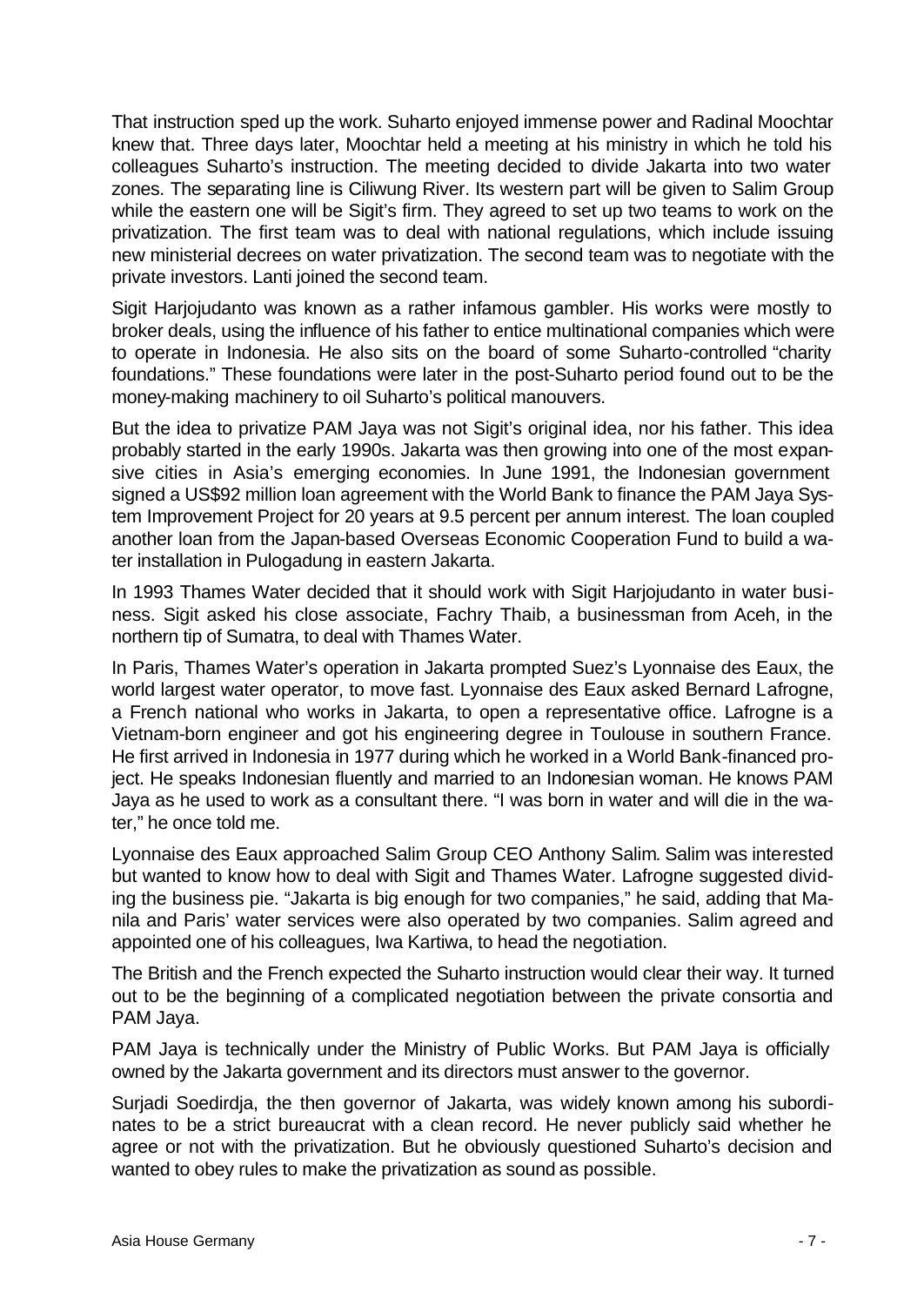That instruction sped up the work. Suharto enjoyed immense power and Radinal Moochtar knew that. Three days later, Moochtar held a meeting at his ministry in which he told his colleagues Suharto's instruction. The meeting decided to divide Jakarta into two water zones. The separating line is Ciliwung River. Its western part will be given to Salim Group while the eastern one will be Sigit's firm. They agreed to set up two teams to work on the privatization. The first team was to deal with national regulations, which include issuing new ministerial decrees on water privatization. The second team was to negotiate with the private investors. Lanti joined the second team.

Sigit Harjojudanto was known as a rather infamous gambler. His works were mostly to broker deals, using the influence of his father to entice multinational companies which were to operate in Indonesia. He also sits on the board of some Suharto-controlled "charity foundations." These foundations were later in the post-Suharto period found out to be the money-making machinery to oil Suharto's political manouvers.

But the idea to privatize PAM Jaya was not Sigit's original idea, nor his father. This idea probably started in the early 1990s. Jakarta was then growing into one of the most expansive cities in Asia's emerging economies. In June 1991, the Indonesian government signed a US$92 million loan agreement with the World Bank to finance the PAM Jaya System Improvement Project for 20 years at 9.5 percent per annum interest. The loan coupled another loan from the Japan-based Overseas Economic Cooperation Fund to build a water installation in Pulogadung in eastern Jakarta.

In 1993 Thames Water decided that it should work with Sigit Harjojudanto in water business. Sigit asked his close associate, Fachry Thaib, a businessman from Aceh, in the northern tip of Sumatra, to deal with Thames Water.

In Paris, Thames Water's operation in Jakarta prompted Suez's Lyonnaise des Eaux, the world largest water operator, to move fast. Lyonnaise des Eaux asked Bernard Lafrogne, a French national who works in Jakarta, to open a representative office. Lafrogne is a Vietnam-born engineer and got his engineering degree in Toulouse in southern France. He first arrived in Indonesia in 1977 during which he worked in a World Bank-financed project. He speaks Indonesian fluently and married to an Indonesian woman. He knows PAM Jaya as he used to work as a consultant there. "I was born in water and will die in the water," he once told me.

Lyonnaise des Eaux approached Salim Group CEO Anthony Salim. Salim was interested but wanted to know how to deal with Sigit and Thames Water. Lafrogne suggested dividing the business pie. "Jakarta is big enough for two companies," he said, adding that Manila and Paris' water services were also operated by two companies. Salim agreed and appointed one of his colleagues, Iwa Kartiwa, to head the negotiation.

The British and the French expected the Suharto instruction would clear their way. It turned out to be the beginning of a complicated negotiation between the private consortia and PAM Jaya.

PAM Jaya is technically under the Ministry of Public Works. But PAM Jaya is officially owned by the Jakarta government and its directors must answer to the governor.

Surjadi Soedirdja, the then governor of Jakarta, was widely known among his subordinates to be a strict bureaucrat with a clean record. He never publicly said whether he agree or not with the privatization. But he obviously questioned Suharto's decision and wanted to obey rules to make the privatization as sound as possible.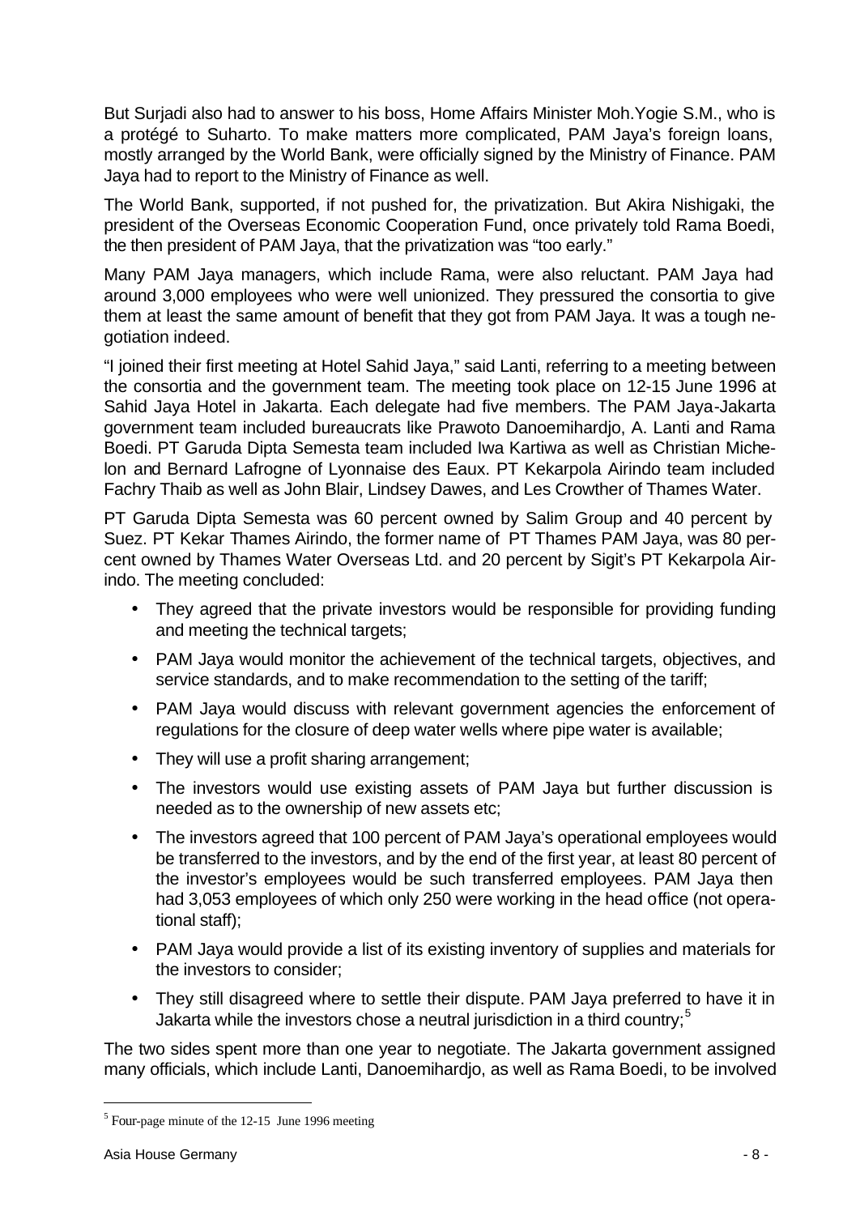But Surjadi also had to answer to his boss, Home Affairs Minister Moh.Yogie S.M., who is a protégé to Suharto. To make matters more complicated, PAM Jaya's foreign loans, mostly arranged by the World Bank, were officially signed by the Ministry of Finance. PAM Jaya had to report to the Ministry of Finance as well.

The World Bank, supported, if not pushed for, the privatization. But Akira Nishigaki, the president of the Overseas Economic Cooperation Fund, once privately told Rama Boedi, the then president of PAM Jaya, that the privatization was "too early."

Many PAM Jaya managers, which include Rama, were also reluctant. PAM Jaya had around 3,000 employees who were well unionized. They pressured the consortia to give them at least the same amount of benefit that they got from PAM Jaya. It was a tough negotiation indeed.

"I joined their first meeting at Hotel Sahid Jaya," said Lanti, referring to a meeting between the consortia and the government team. The meeting took place on 12-15 June 1996 at Sahid Jaya Hotel in Jakarta. Each delegate had five members. The PAM Jaya-Jakarta government team included bureaucrats like Prawoto Danoemihardjo, A. Lanti and Rama Boedi. PT Garuda Dipta Semesta team included Iwa Kartiwa as well as Christian Michelon and Bernard Lafrogne of Lyonnaise des Eaux. PT Kekarpola Airindo team included Fachry Thaib as well as John Blair, Lindsey Dawes, and Les Crowther of Thames Water.

PT Garuda Dipta Semesta was 60 percent owned by Salim Group and 40 percent by Suez. PT Kekar Thames Airindo, the former name of PT Thames PAM Jaya, was 80 percent owned by Thames Water Overseas Ltd. and 20 percent by Sigit's PT Kekarpola Airindo. The meeting concluded:

- They agreed that the private investors would be responsible for providing funding and meeting the technical targets;
- PAM Jaya would monitor the achievement of the technical targets, objectives, and service standards, and to make recommendation to the setting of the tariff;
- PAM Jaya would discuss with relevant government agencies the enforcement of regulations for the closure of deep water wells where pipe water is available;
- They will use a profit sharing arrangement;
- The investors would use existing assets of PAM Jaya but further discussion is needed as to the ownership of new assets etc;
- The investors agreed that 100 percent of PAM Jaya's operational employees would be transferred to the investors, and by the end of the first year, at least 80 percent of the investor's employees would be such transferred employees. PAM Jaya then had 3,053 employees of which only 250 were working in the head office (not operational staff);
- PAM Jaya would provide a list of its existing inventory of supplies and materials for the investors to consider;
- They still disagreed where to settle their dispute. PAM Jaya preferred to have it in Jakarta while the investors chose a neutral jurisdiction in a third country;[5]

The two sides spent more than one year to negotiate. The Jakarta government assigned many officials, which include Lanti, Danoemihardjo, as well as Rama Boedi, to be involved

[5] Four-page minute of the 12-15 June 1996 meeting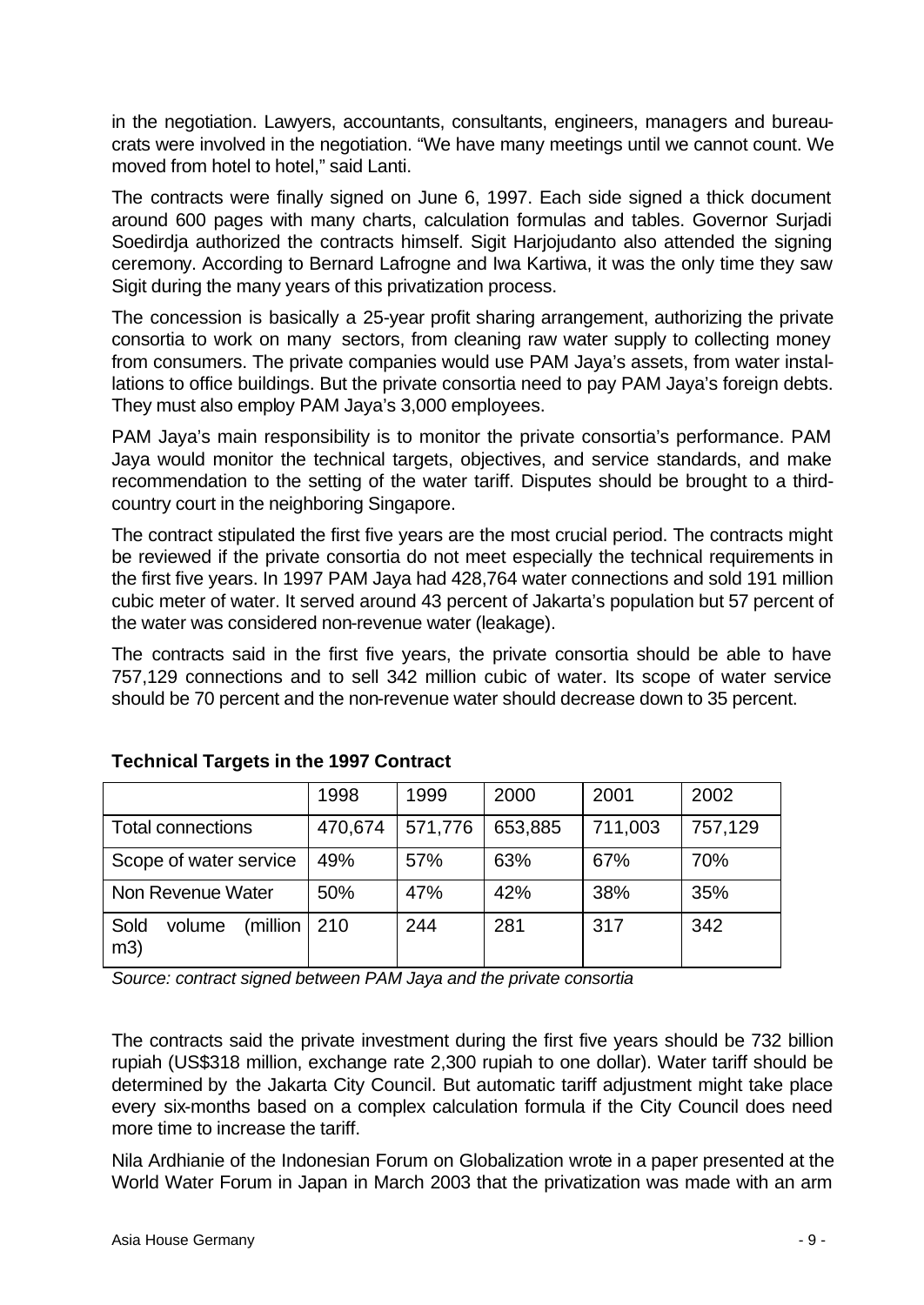in the negotiation. Lawyers, accountants, consultants, engineers, managers and bureaucrats were involved in the negotiation. "We have many meetings until we cannot count. We moved from hotel to hotel," said Lanti.

The contracts were finally signed on June 6, 1997. Each side signed a thick document around 600 pages with many charts, calculation formulas and tables. Governor Surjadi Soedirdja authorized the contracts himself. Sigit Harjojudanto also attended the signing ceremony. According to Bernard Lafrogne and Iwa Kartiwa, it was the only time they saw Sigit during the many years of this privatization process.

The concession is basically a 25-year profit sharing arrangement, authorizing the private consortia to work on many sectors, from cleaning raw water supply to collecting money from consumers. The private companies would use PAM Jaya's assets, from water installations to office buildings. But the private consortia need to pay PAM Jaya's foreign debts. They must also employ PAM Jaya's 3,000 employees.

PAM Jaya's main responsibility is to monitor the private consortia's performance. PAM Jaya would monitor the technical targets, objectives, and service standards, and make recommendation to the setting of the water tariff. Disputes should be brought to a third-country court in the neighboring Singapore.

The contract stipulated the first five years are the most crucial period. The contracts might be reviewed if the private consortia do not meet especially the technical requirements in the first five years. In 1997 PAM Jaya had 428,764 water connections and sold 191 million cubic meter of water. It served around 43 percent of Jakarta's population but 57 percent of the water was considered non-revenue water (leakage).

The contracts said in the first five years, the private consortia should be able to have 757,129 connections and to sell 342 million cubic of water. Its scope of water service should be 70 percent and the non-revenue water should decrease down to 35 percent.

**Technical Targets in the 1997 Contract**

| | 1998 | 1999 | 2000 | 2001 | 2002 |
|---|---|---|---|---|---|
| Total connections | 470,674 | 571,776 | 653,885 | 711,003 | 757,129 |
| Scope of water service | 49% | 57% | 63% | 67% | 70% |
| Non Revenue Water | 50% | 47% | 42% | 38% | 35% |
| Sold volume (million m3) | 210 | 244 | 281 | 317 | 342 |

*Source: contract signed between PAM Jaya and the private consortia*

The contracts said the private investment during the first five years should be 732 billion rupiah (US$318 million, exchange rate 2,300 rupiah to one dollar). Water tariff should be determined by the Jakarta City Council. But automatic tariff adjustment might take place every six-months based on a complex calculation formula if the City Council does need more time to increase the tariff.

Nila Ardhianie of the Indonesian Forum on Globalization wrote in a paper presented at the World Water Forum in Japan in March 2003 that the privatization was made with an arm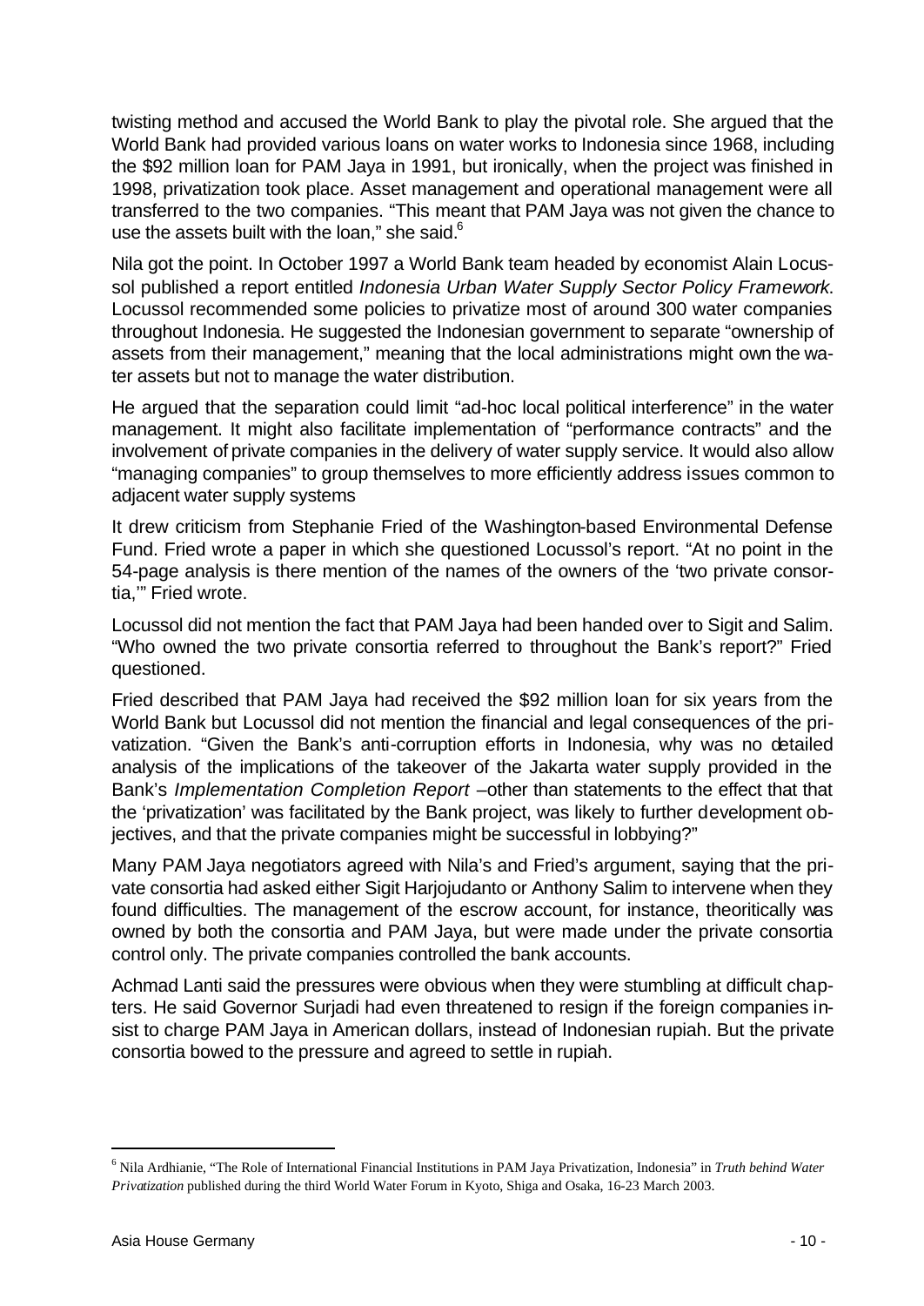twisting method and accused the World Bank to play the pivotal role. She argued that the World Bank had provided various loans on water works to Indonesia since 1968, including the $92 million loan for PAM Jaya in 1991, but ironically, when the project was finished in 1998, privatization took place. Asset management and operational management were all transferred to the two companies. "This meant that PAM Jaya was not given the chance to use the assets built with the loan," she said.[6]

Nila got the point. In October 1997 a World Bank team headed by economist Alain Locussol published a report entitled *Indonesia Urban Water Supply Sector Policy Framework*. Locussol recommended some policies to privatize most of around 300 water companies throughout Indonesia. He suggested the Indonesian government to separate "ownership of assets from their management," meaning that the local administrations might own the water assets but not to manage the water distribution.

He argued that the separation could limit "ad-hoc local political interference" in the water management. It might also facilitate implementation of "performance contracts" and the involvement of private companies in the delivery of water supply service. It would also allow "managing companies" to group themselves to more efficiently address issues common to adjacent water supply systems

It drew criticism from Stephanie Fried of the Washington-based Environmental Defense Fund. Fried wrote a paper in which she questioned Locussol's report. "At no point in the 54-page analysis is there mention of the names of the owners of the 'two private consortia,'" Fried wrote.

Locussol did not mention the fact that PAM Jaya had been handed over to Sigit and Salim. "Who owned the two private consortia referred to throughout the Bank's report?" Fried questioned.

Fried described that PAM Jaya had received the $92 million loan for six years from the World Bank but Locussol did not mention the financial and legal consequences of the privatization. "Given the Bank's anti-corruption efforts in Indonesia, why was no detailed analysis of the implications of the takeover of the Jakarta water supply provided in the Bank's *Implementation Completion Report* –other than statements to the effect that that the 'privatization' was facilitated by the Bank project, was likely to further development objectives, and that the private companies might be successful in lobbying?"

Many PAM Jaya negotiators agreed with Nila's and Fried's argument, saying that the private consortia had asked either Sigit Harjojudanto or Anthony Salim to intervene when they found difficulties. The management of the escrow account, for instance, theoritically was owned by both the consortia and PAM Jaya, but were made under the private consortia control only. The private companies controlled the bank accounts.

Achmad Lanti said the pressures were obvious when they were stumbling at difficult chapters. He said Governor Surjadi had even threatened to resign if the foreign companies insist to charge PAM Jaya in American dollars, instead of Indonesian rupiah. But the private consortia bowed to the pressure and agreed to settle in rupiah.

---

[6] Nila Ardhianie, "The Role of International Financial Institutions in PAM Jaya Privatization, Indonesia" in *Truth behind Water Privatization* published during the third World Water Forum in Kyoto, Shiga and Osaka, 16-23 March 2003.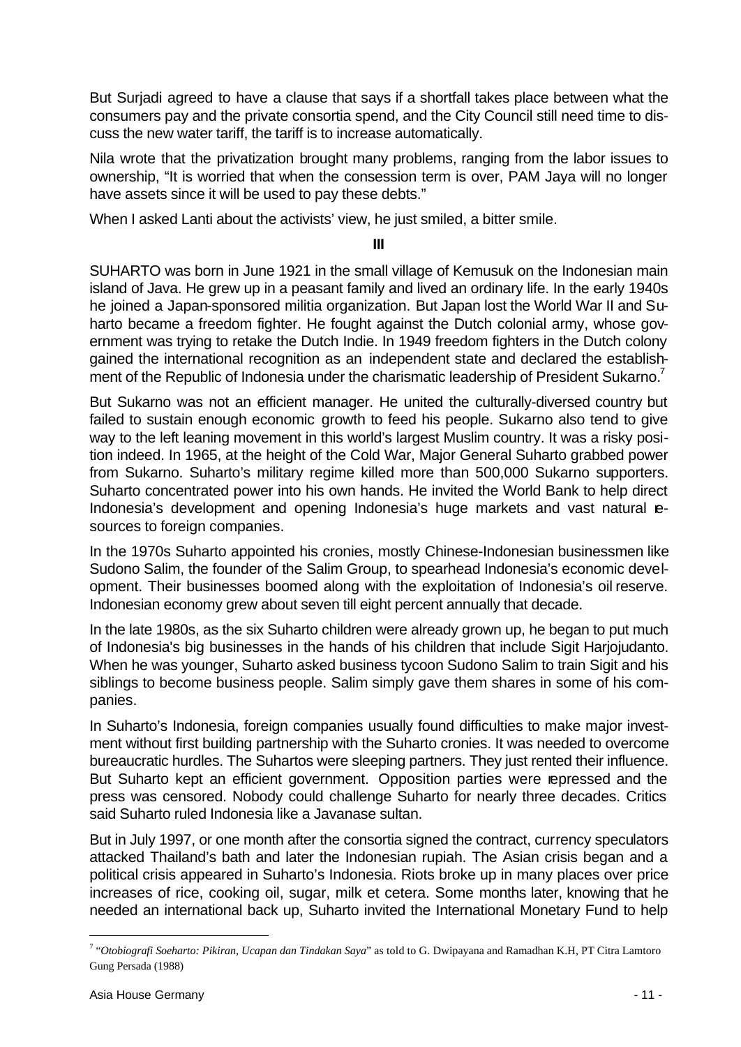But Surjadi agreed to have a clause that says if a shortfall takes place between what the consumers pay and the private consortia spend, and the City Council still need time to discuss the new water tariff, the tariff is to increase automatically.

Nila wrote that the privatization brought many problems, ranging from the labor issues to ownership, "It is worried that when the consession term is over, PAM Jaya will no longer have assets since it will be used to pay these debts."

When I asked Lanti about the activists' view, he just smiled, a bitter smile.

**III**

SUHARTO was born in June 1921 in the small village of Kemusuk on the Indonesian main island of Java. He grew up in a peasant family and lived an ordinary life. In the early 1940s he joined a Japan-sponsored militia organization. But Japan lost the World War II and Suharto became a freedom fighter. He fought against the Dutch colonial army, whose government was trying to retake the Dutch Indie. In 1949 freedom fighters in the Dutch colony gained the international recognition as an independent state and declared the establishment of the Republic of Indonesia under the charismatic leadership of President Sukarno.[7]

But Sukarno was not an efficient manager. He united the culturally-diversed country but failed to sustain enough economic growth to feed his people. Sukarno also tend to give way to the left leaning movement in this world's largest Muslim country. It was a risky position indeed. In 1965, at the height of the Cold War, Major General Suharto grabbed power from Sukarno. Suharto's military regime killed more than 500,000 Sukarno supporters. Suharto concentrated power into his own hands. He invited the World Bank to help direct Indonesia's development and opening Indonesia's huge markets and vast natural resources to foreign companies.

In the 1970s Suharto appointed his cronies, mostly Chinese-Indonesian businessmen like Sudono Salim, the founder of the Salim Group, to spearhead Indonesia's economic development. Their businesses boomed along with the exploitation of Indonesia's oil reserve. Indonesian economy grew about seven till eight percent annually that decade.

In the late 1980s, as the six Suharto children were already grown up, he began to put much of Indonesia's big businesses in the hands of his children that include Sigit Harjojudanto. When he was younger, Suharto asked business tycoon Sudono Salim to train Sigit and his siblings to become business people. Salim simply gave them shares in some of his companies.

In Suharto's Indonesia, foreign companies usually found difficulties to make major investment without first building partnership with the Suharto cronies. It was needed to overcome bureaucratic hurdles. The Suhartos were sleeping partners. They just rented their influence. But Suharto kept an efficient government. Opposition parties were repressed and the press was censored. Nobody could challenge Suharto for nearly three decades. Critics said Suharto ruled Indonesia like a Javanase sultan.

But in July 1997, or one month after the consortia signed the contract, currency speculators attacked Thailand's bath and later the Indonesian rupiah. The Asian crisis began and a political crisis appeared in Suharto's Indonesia. Riots broke up in many places over price increases of rice, cooking oil, sugar, milk et cetera. Some months later, knowing that he needed an international back up, Suharto invited the International Monetary Fund to help

---

[7] "*Otobiografi Soeharto: Pikiran, Ucapan dan Tindakan Saya*" as told to G. Dwipayana and Ramadhan K.H, PT Citra Lamtoro Gung Persada (1988)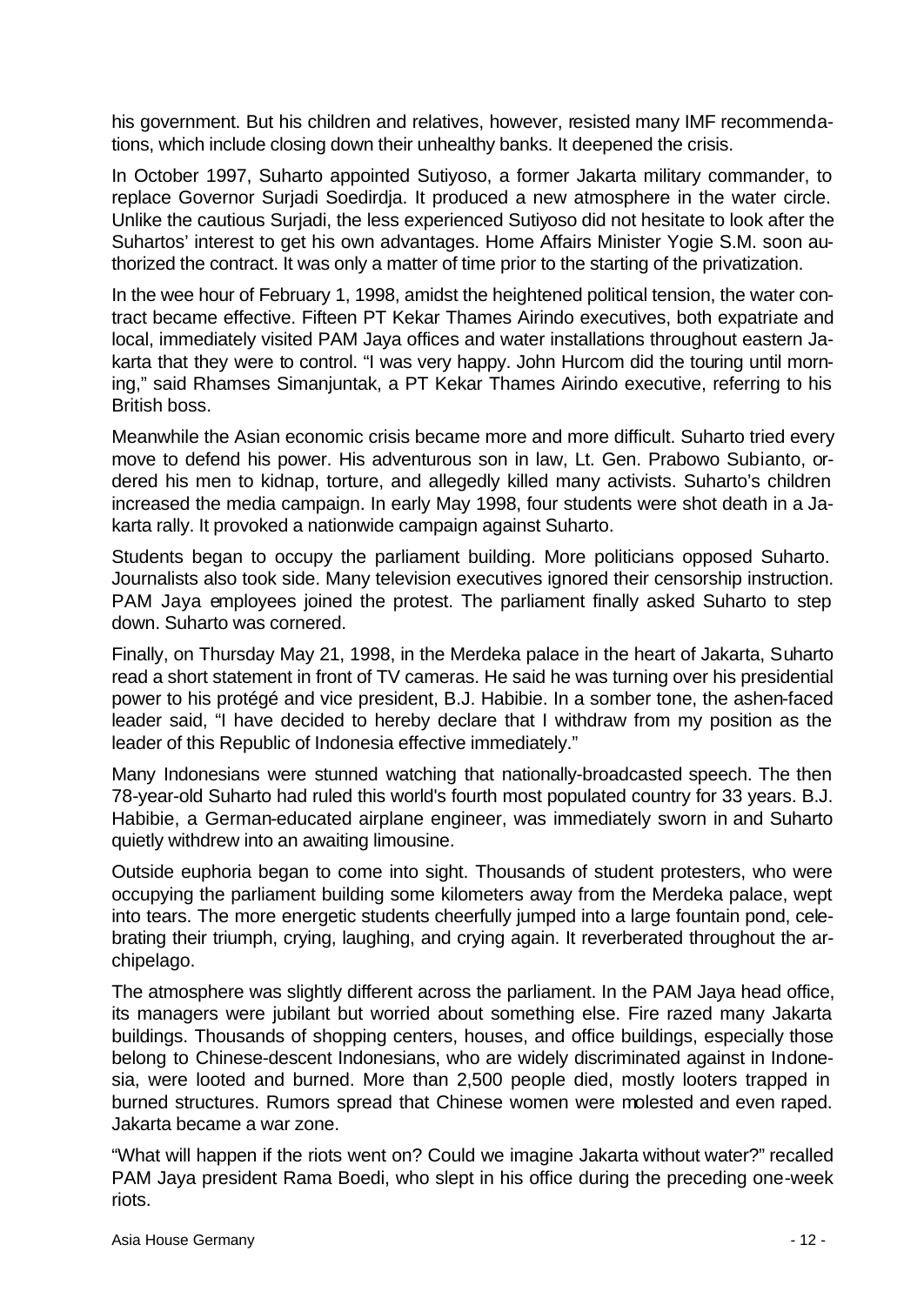his government. But his children and relatives, however, resisted many IMF recommendations, which include closing down their unhealthy banks. It deepened the crisis.

In October 1997, Suharto appointed Sutiyoso, a former Jakarta military commander, to replace Governor Surjadi Soedirdja. It produced a new atmosphere in the water circle. Unlike the cautious Surjadi, the less experienced Sutiyoso did not hesitate to look after the Suhartos' interest to get his own advantages. Home Affairs Minister Yogie S.M. soon authorized the contract. It was only a matter of time prior to the starting of the privatization.

In the wee hour of February 1, 1998, amidst the heightened political tension, the water contract became effective. Fifteen PT Kekar Thames Airindo executives, both expatriate and local, immediately visited PAM Jaya offices and water installations throughout eastern Jakarta that they were to control. "I was very happy. John Hurcom did the touring until morning," said Rhamses Simanjuntak, a PT Kekar Thames Airindo executive, referring to his British boss.

Meanwhile the Asian economic crisis became more and more difficult. Suharto tried every move to defend his power. His adventurous son in law, Lt. Gen. Prabowo Subianto, ordered his men to kidnap, torture, and allegedly killed many activists. Suharto's children increased the media campaign. In early May 1998, four students were shot death in a Jakarta rally. It provoked a nationwide campaign against Suharto.

Students began to occupy the parliament building. More politicians opposed Suharto. Journalists also took side. Many television executives ignored their censorship instruction. PAM Jaya employees joined the protest. The parliament finally asked Suharto to step down. Suharto was cornered.

Finally, on Thursday May 21, 1998, in the Merdeka palace in the heart of Jakarta, Suharto read a short statement in front of TV cameras. He said he was turning over his presidential power to his protégé and vice president, B.J. Habibie. In a somber tone, the ashen-faced leader said, "I have decided to hereby declare that I withdraw from my position as the leader of this Republic of Indonesia effective immediately."

Many Indonesians were stunned watching that nationally-broadcasted speech. The then 78-year-old Suharto had ruled this world's fourth most populated country for 33 years. B.J. Habibie, a German-educated airplane engineer, was immediately sworn in and Suharto quietly withdrew into an awaiting limousine.

Outside euphoria began to come into sight. Thousands of student protesters, who were occupying the parliament building some kilometers away from the Merdeka palace, wept into tears. The more energetic students cheerfully jumped into a large fountain pond, celebrating their triumph, crying, laughing, and crying again. It reverberated throughout the archipelago.

The atmosphere was slightly different across the parliament. In the PAM Jaya head office, its managers were jubilant but worried about something else. Fire razed many Jakarta buildings. Thousands of shopping centers, houses, and office buildings, especially those belong to Chinese-descent Indonesians, who are widely discriminated against in Indonesia, were looted and burned. More than 2,500 people died, mostly looters trapped in burned structures. Rumors spread that Chinese women were molested and even raped. Jakarta became a war zone.

"What will happen if the riots went on? Could we imagine Jakarta without water?" recalled PAM Jaya president Rama Boedi, who slept in his office during the preceding one-week riots.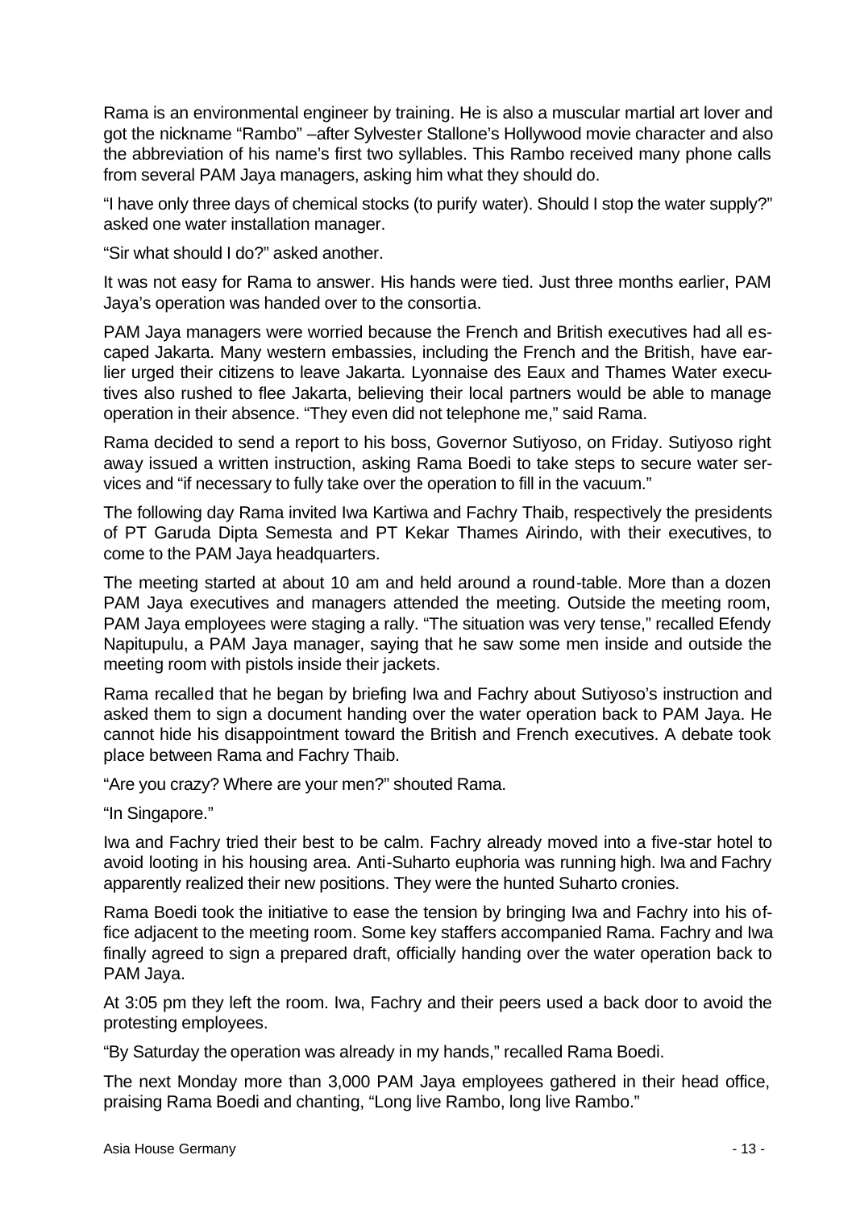Rama is an environmental engineer by training. He is also a muscular martial art lover and got the nickname "Rambo" –after Sylvester Stallone's Hollywood movie character and also the abbreviation of his name's first two syllables. This Rambo received many phone calls from several PAM Jaya managers, asking him what they should do.

"I have only three days of chemical stocks (to purify water). Should I stop the water supply?" asked one water installation manager.

"Sir what should I do?" asked another.

It was not easy for Rama to answer. His hands were tied. Just three months earlier, PAM Jaya's operation was handed over to the consortia.

PAM Jaya managers were worried because the French and British executives had all escaped Jakarta. Many western embassies, including the French and the British, have earlier urged their citizens to leave Jakarta. Lyonnaise des Eaux and Thames Water executives also rushed to flee Jakarta, believing their local partners would be able to manage operation in their absence. "They even did not telephone me," said Rama.

Rama decided to send a report to his boss, Governor Sutiyoso, on Friday. Sutiyoso right away issued a written instruction, asking Rama Boedi to take steps to secure water services and "if necessary to fully take over the operation to fill in the vacuum."

The following day Rama invited Iwa Kartiwa and Fachry Thaib, respectively the presidents of PT Garuda Dipta Semesta and PT Kekar Thames Airindo, with their executives, to come to the PAM Jaya headquarters.

The meeting started at about 10 am and held around a round-table. More than a dozen PAM Jaya executives and managers attended the meeting. Outside the meeting room, PAM Jaya employees were staging a rally. "The situation was very tense," recalled Efendy Napitupulu, a PAM Jaya manager, saying that he saw some men inside and outside the meeting room with pistols inside their jackets.

Rama recalled that he began by briefing Iwa and Fachry about Sutiyoso's instruction and asked them to sign a document handing over the water operation back to PAM Jaya. He cannot hide his disappointment toward the British and French executives. A debate took place between Rama and Fachry Thaib.

"Are you crazy? Where are your men?" shouted Rama.

"In Singapore."

Iwa and Fachry tried their best to be calm. Fachry already moved into a five-star hotel to avoid looting in his housing area. Anti-Suharto euphoria was running high. Iwa and Fachry apparently realized their new positions. They were the hunted Suharto cronies.

Rama Boedi took the initiative to ease the tension by bringing Iwa and Fachry into his office adjacent to the meeting room. Some key staffers accompanied Rama. Fachry and Iwa finally agreed to sign a prepared draft, officially handing over the water operation back to PAM Jaya.

At 3:05 pm they left the room. Iwa, Fachry and their peers used a back door to avoid the protesting employees.

"By Saturday the operation was already in my hands," recalled Rama Boedi.

The next Monday more than 3,000 PAM Jaya employees gathered in their head office, praising Rama Boedi and chanting, "Long live Rambo, long live Rambo."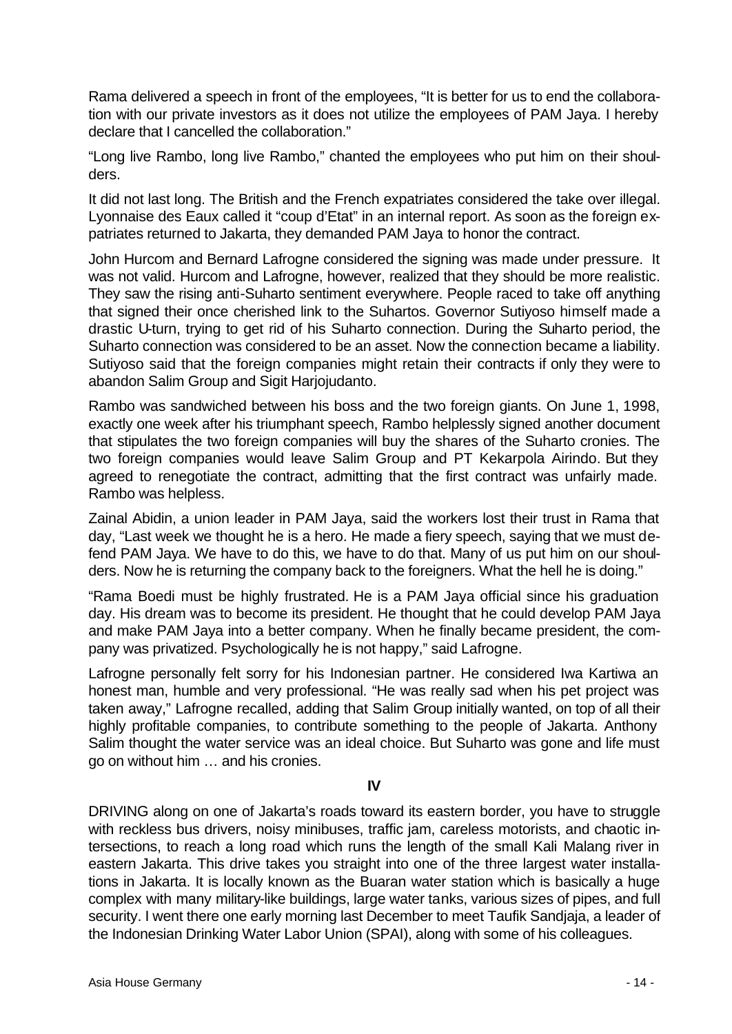Rama delivered a speech in front of the employees, "It is better for us to end the collaboration with our private investors as it does not utilize the employees of PAM Jaya. I hereby declare that I cancelled the collaboration."

"Long live Rambo, long live Rambo," chanted the employees who put him on their shoulders.

It did not last long. The British and the French expatriates considered the take over illegal. Lyonnaise des Eaux called it "coup d'Etat" in an internal report. As soon as the foreign expatriates returned to Jakarta, they demanded PAM Jaya to honor the contract.

John Hurcom and Bernard Lafrogne considered the signing was made under pressure. It was not valid. Hurcom and Lafrogne, however, realized that they should be more realistic. They saw the rising anti-Suharto sentiment everywhere. People raced to take off anything that signed their once cherished link to the Suhartos. Governor Sutiyoso himself made a drastic U-turn, trying to get rid of his Suharto connection. During the Suharto period, the Suharto connection was considered to be an asset. Now the connection became a liability. Sutiyoso said that the foreign companies might retain their contracts if only they were to abandon Salim Group and Sigit Harjojudanto.

Rambo was sandwiched between his boss and the two foreign giants. On June 1, 1998, exactly one week after his triumphant speech, Rambo helplessly signed another document that stipulates the two foreign companies will buy the shares of the Suharto cronies. The two foreign companies would leave Salim Group and PT Kekarpola Airindo. But they agreed to renegotiate the contract, admitting that the first contract was unfairly made. Rambo was helpless.

Zainal Abidin, a union leader in PAM Jaya, said the workers lost their trust in Rama that day, "Last week we thought he is a hero. He made a fiery speech, saying that we must defend PAM Jaya. We have to do this, we have to do that. Many of us put him on our shoulders. Now he is returning the company back to the foreigners. What the hell he is doing."

"Rama Boedi must be highly frustrated. He is a PAM Jaya official since his graduation day. His dream was to become its president. He thought that he could develop PAM Jaya and make PAM Jaya into a better company. When he finally became president, the company was privatized. Psychologically he is not happy," said Lafrogne.

Lafrogne personally felt sorry for his Indonesian partner. He considered Iwa Kartiwa an honest man, humble and very professional. "He was really sad when his pet project was taken away," Lafrogne recalled, adding that Salim Group initially wanted, on top of all their highly profitable companies, to contribute something to the people of Jakarta. Anthony Salim thought the water service was an ideal choice. But Suharto was gone and life must go on without him … and his cronies.

## IV

DRIVING along on one of Jakarta's roads toward its eastern border, you have to struggle with reckless bus drivers, noisy minibuses, traffic jam, careless motorists, and chaotic intersections, to reach a long road which runs the length of the small Kali Malang river in eastern Jakarta. This drive takes you straight into one of the three largest water installations in Jakarta. It is locally known as the Buaran water station which is basically a huge complex with many military-like buildings, large water tanks, various sizes of pipes, and full security. I went there one early morning last December to meet Taufik Sandjaja, a leader of the Indonesian Drinking Water Labor Union (SPAI), along with some of his colleagues.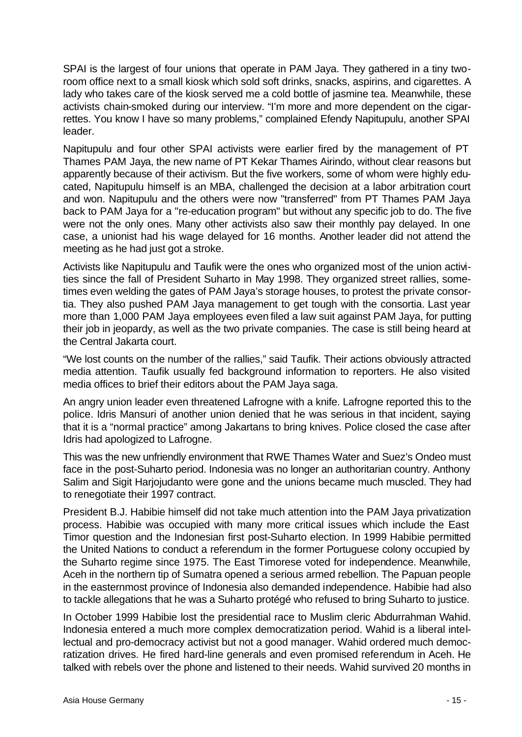SPAI is the largest of four unions that operate in PAM Jaya. They gathered in a tiny two-room office next to a small kiosk which sold soft drinks, snacks, aspirins, and cigarettes. A lady who takes care of the kiosk served me a cold bottle of jasmine tea. Meanwhile, these activists chain-smoked during our interview. "I'm more and more dependent on the cigarrettes. You know I have so many problems," complained Efendy Napitupulu, another SPAI leader.

Napitupulu and four other SPAI activists were earlier fired by the management of PT Thames PAM Jaya, the new name of PT Kekar Thames Airindo, without clear reasons but apparently because of their activism. But the five workers, some of whom were highly educated, Napitupulu himself is an MBA, challenged the decision at a labor arbitration court and won. Napitupulu and the others were now "transferred" from PT Thames PAM Jaya back to PAM Jaya for a "re-education program" but without any specific job to do. The five were not the only ones. Many other activists also saw their monthly pay delayed. In one case, a unionist had his wage delayed for 16 months. Another leader did not attend the meeting as he had just got a stroke.

Activists like Napitupulu and Taufik were the ones who organized most of the union activities since the fall of President Suharto in May 1998. They organized street rallies, sometimes even welding the gates of PAM Jaya's storage houses, to protest the private consortia. They also pushed PAM Jaya management to get tough with the consortia. Last year more than 1,000 PAM Jaya employees even filed a law suit against PAM Jaya, for putting their job in jeopardy, as well as the two private companies. The case is still being heard at the Central Jakarta court.

"We lost counts on the number of the rallies," said Taufik. Their actions obviously attracted media attention. Taufik usually fed background information to reporters. He also visited media offices to brief their editors about the PAM Jaya saga.

An angry union leader even threatened Lafrogne with a knife. Lafrogne reported this to the police. Idris Mansuri of another union denied that he was serious in that incident, saying that it is a "normal practice" among Jakartans to bring knives. Police closed the case after Idris had apologized to Lafrogne.

This was the new unfriendly environment that RWE Thames Water and Suez's Ondeo must face in the post-Suharto period. Indonesia was no longer an authoritarian country. Anthony Salim and Sigit Harjojudanto were gone and the unions became much muscled. They had to renegotiate their 1997 contract.

President B.J. Habibie himself did not take much attention into the PAM Jaya privatization process. Habibie was occupied with many more critical issues which include the East Timor question and the Indonesian first post-Suharto election. In 1999 Habibie permitted the United Nations to conduct a referendum in the former Portuguese colony occupied by the Suharto regime since 1975. The East Timorese voted for independence. Meanwhile, Aceh in the northern tip of Sumatra opened a serious armed rebellion. The Papuan people in the easternmost province of Indonesia also demanded independence. Habibie had also to tackle allegations that he was a Suharto protégé who refused to bring Suharto to justice.

In October 1999 Habibie lost the presidential race to Muslim cleric Abdurrahman Wahid. Indonesia entered a much more complex democratization period. Wahid is a liberal intellectual and pro-democracy activist but not a good manager. Wahid ordered much democratization drives. He fired hard-line generals and even promised referendum in Aceh. He talked with rebels over the phone and listened to their needs. Wahid survived 20 months in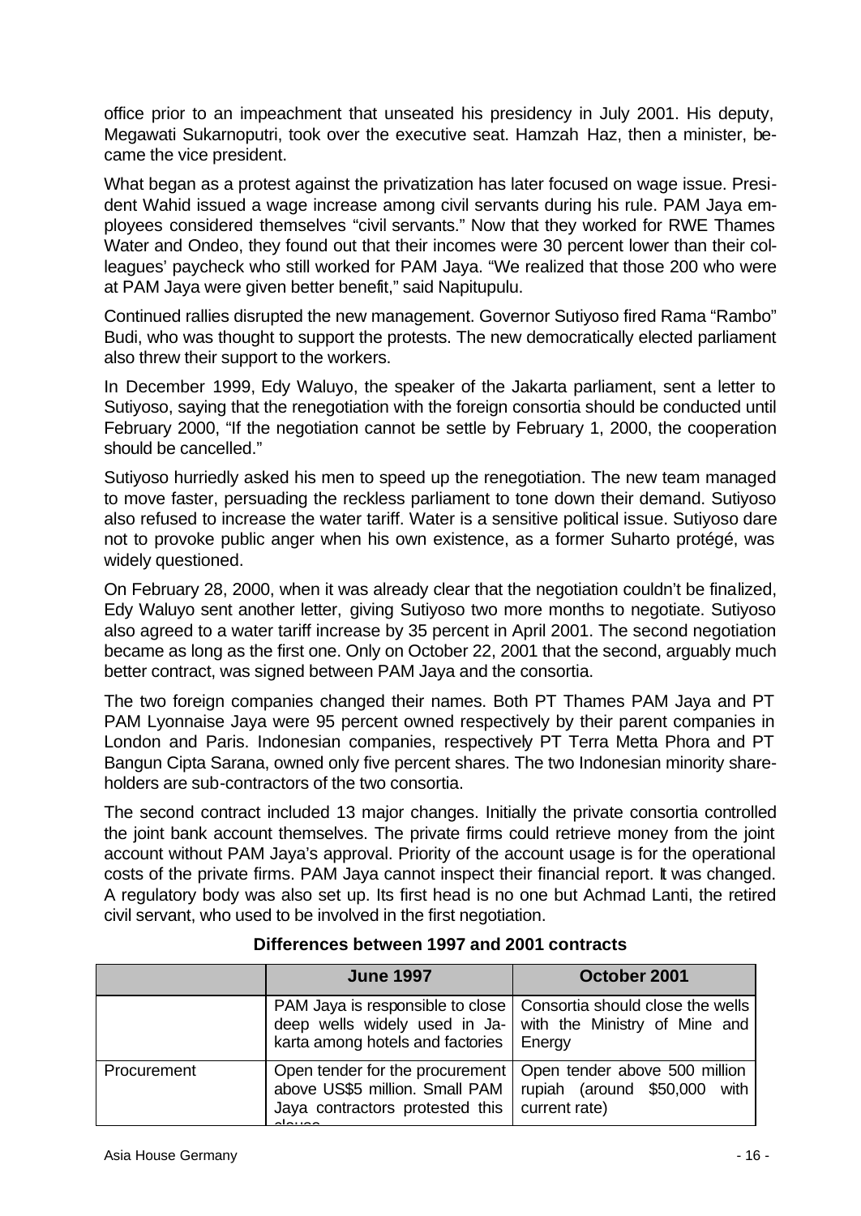office prior to an impeachment that unseated his presidency in July 2001. His deputy, Megawati Sukarnoputri, took over the executive seat. Hamzah Haz, then a minister, became the vice president.

What began as a protest against the privatization has later focused on wage issue. President Wahid issued a wage increase among civil servants during his rule. PAM Jaya employees considered themselves "civil servants." Now that they worked for RWE Thames Water and Ondeo, they found out that their incomes were 30 percent lower than their colleagues' paycheck who still worked for PAM Jaya. "We realized that those 200 who were at PAM Jaya were given better benefit," said Napitupulu.

Continued rallies disrupted the new management. Governor Sutiyoso fired Rama "Rambo" Budi, who was thought to support the protests. The new democratically elected parliament also threw their support to the workers.

In December 1999, Edy Waluyo, the speaker of the Jakarta parliament, sent a letter to Sutiyoso, saying that the renegotiation with the foreign consortia should be conducted until February 2000, "If the negotiation cannot be settle by February 1, 2000, the cooperation should be cancelled."

Sutiyoso hurriedly asked his men to speed up the renegotiation. The new team managed to move faster, persuading the reckless parliament to tone down their demand. Sutiyoso also refused to increase the water tariff. Water is a sensitive political issue. Sutiyoso dare not to provoke public anger when his own existence, as a former Suharto protégé, was widely questioned.

On February 28, 2000, when it was already clear that the negotiation couldn't be finalized, Edy Waluyo sent another letter, giving Sutiyoso two more months to negotiate. Sutiyoso also agreed to a water tariff increase by 35 percent in April 2001. The second negotiation became as long as the first one. Only on October 22, 2001 that the second, arguably much better contract, was signed between PAM Jaya and the consortia.

The two foreign companies changed their names. Both PT Thames PAM Jaya and PT PAM Lyonnaise Jaya were 95 percent owned respectively by their parent companies in London and Paris. Indonesian companies, respectively PT Terra Metta Phora and PT Bangun Cipta Sarana, owned only five percent shares. The two Indonesian minority shareholders are sub-contractors of the two consortia.

The second contract included 13 major changes. Initially the private consortia controlled the joint bank account themselves. The private firms could retrieve money from the joint account without PAM Jaya's approval. Priority of the account usage is for the operational costs of the private firms. PAM Jaya cannot inspect their financial report. It was changed. A regulatory body was also set up. Its first head is no one but Achmad Lanti, the retired civil servant, who used to be involved in the first negotiation.

**Differences between 1997 and 2001 contracts**

| | June 1997 | October 2001 |
|---|---|---|
| | PAM Jaya is responsible to close deep wells widely used in Jakarta among hotels and factories | Consortia should close the wells with the Ministry of Mine and Energy |
| Procurement | Open tender for the procurement above US$5 million. Small PAM Jaya contractors protested this clause | Open tender above 500 million rupiah (around $50,000 with current rate) |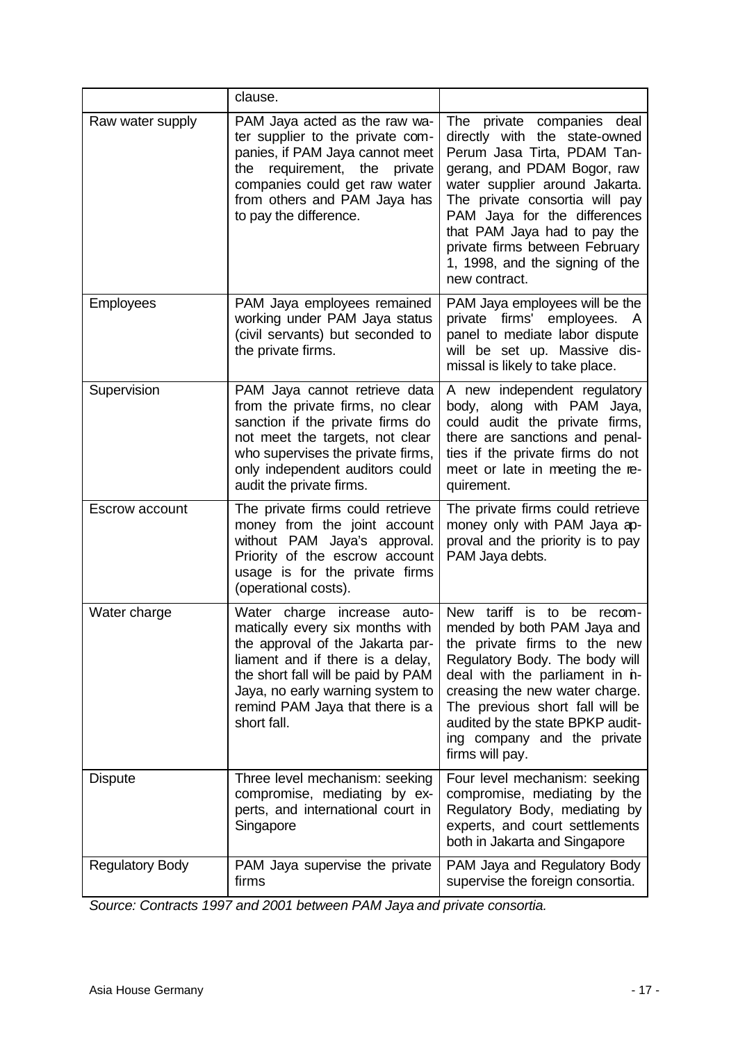| | | |
|---|---|---|
| | clause. | |
| Raw water supply | PAM Jaya acted as the raw water supplier to the private companies, if PAM Jaya cannot meet the requirement, the private companies could get raw water from others and PAM Jaya has to pay the difference. | The private companies deal directly with the state-owned Perum Jasa Tirta, PDAM Tangerang, and PDAM Bogor, raw water supplier around Jakarta. The private consortia will pay PAM Jaya for the differences that PAM Jaya had to pay the private firms between February 1, 1998, and the signing of the new contract. |
| Employees | PAM Jaya employees remained working under PAM Jaya status (civil servants) but seconded to the private firms. | PAM Jaya employees will be the private firms' employees. A panel to mediate labor dispute will be set up. Massive dismissal is likely to take place. |
| Supervision | PAM Jaya cannot retrieve data from the private firms, no clear sanction if the private firms do not meet the targets, not clear who supervises the private firms, only independent auditors could audit the private firms. | A new independent regulatory body, along with PAM Jaya, could audit the private firms, there are sanctions and penalties if the private firms do not meet or late in meeting the requirement. |
| Escrow account | The private firms could retrieve money from the joint account without PAM Jaya's approval. Priority of the escrow account usage is for the private firms (operational costs). | The private firms could retrieve money only with PAM Jaya approval and the priority is to pay PAM Jaya debts. |
| Water charge | Water charge increase automatically every six months with the approval of the Jakarta parliament and if there is a delay, the short fall will be paid by PAM Jaya, no early warning system to remind PAM Jaya that there is a short fall. | New tariff is to be recommended by both PAM Jaya and the private firms to the new Regulatory Body. The body will deal with the parliament in increasing the new water charge. The previous short fall will be audited by the state BPKP auditing company and the private firms will pay. |
| Dispute | Three level mechanism: seeking compromise, mediating by experts, and international court in Singapore | Four level mechanism: seeking compromise, mediating by the Regulatory Body, mediating by experts, and court settlements both in Jakarta and Singapore |
| Regulatory Body | PAM Jaya supervise the private firms | PAM Jaya and Regulatory Body supervise the foreign consortia. |

*Source: Contracts 1997 and 2001 between PAM Jaya and private consortia.*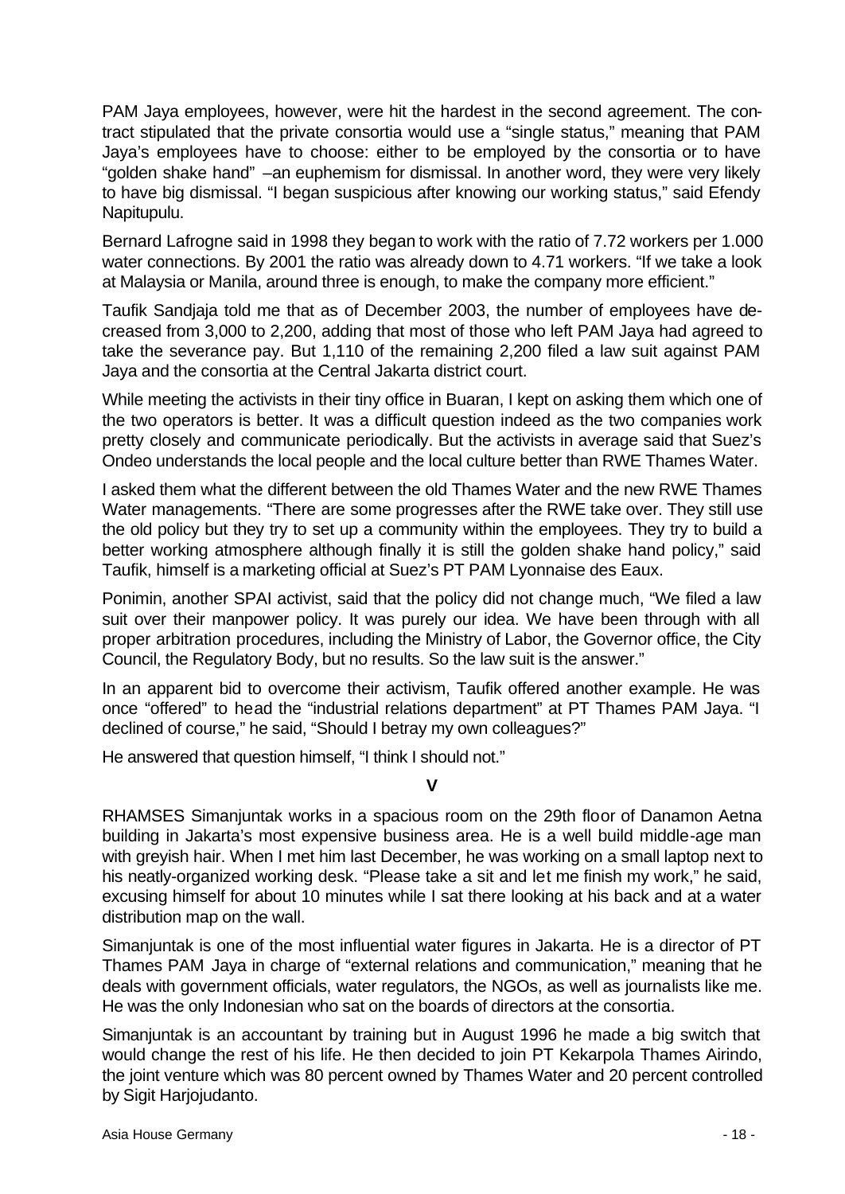PAM Jaya employees, however, were hit the hardest in the second agreement. The contract stipulated that the private consortia would use a "single status," meaning that PAM Jaya's employees have to choose: either to be employed by the consortia or to have "golden shake hand" –an euphemism for dismissal. In another word, they were very likely to have big dismissal. "I began suspicious after knowing our working status," said Efendy Napitupulu.

Bernard Lafrogne said in 1998 they began to work with the ratio of 7.72 workers per 1.000 water connections. By 2001 the ratio was already down to 4.71 workers. "If we take a look at Malaysia or Manila, around three is enough, to make the company more efficient."

Taufik Sandjaja told me that as of December 2003, the number of employees have decreased from 3,000 to 2,200, adding that most of those who left PAM Jaya had agreed to take the severance pay. But 1,110 of the remaining 2,200 filed a law suit against PAM Jaya and the consortia at the Central Jakarta district court.

While meeting the activists in their tiny office in Buaran, I kept on asking them which one of the two operators is better. It was a difficult question indeed as the two companies work pretty closely and communicate periodically. But the activists in average said that Suez's Ondeo understands the local people and the local culture better than RWE Thames Water.

I asked them what the different between the old Thames Water and the new RWE Thames Water managements. "There are some progresses after the RWE take over. They still use the old policy but they try to set up a community within the employees. They try to build a better working atmosphere although finally it is still the golden shake hand policy," said Taufik, himself is a marketing official at Suez's PT PAM Lyonnaise des Eaux.

Ponimin, another SPAI activist, said that the policy did not change much, "We filed a law suit over their manpower policy. It was purely our idea. We have been through with all proper arbitration procedures, including the Ministry of Labor, the Governor office, the City Council, the Regulatory Body, but no results. So the law suit is the answer."

In an apparent bid to overcome their activism, Taufik offered another example. He was once "offered" to head the "industrial relations department" at PT Thames PAM Jaya. "I declined of course," he said, "Should I betray my own colleagues?"

He answered that question himself, "I think I should not."

**V**

RHAMSES Simanjuntak works in a spacious room on the 29th floor of Danamon Aetna building in Jakarta's most expensive business area. He is a well build middle-age man with greyish hair. When I met him last December, he was working on a small laptop next to his neatly-organized working desk. "Please take a sit and let me finish my work," he said, excusing himself for about 10 minutes while I sat there looking at his back and at a water distribution map on the wall.

Simanjuntak is one of the most influential water figures in Jakarta. He is a director of PT Thames PAM Jaya in charge of "external relations and communication," meaning that he deals with government officials, water regulators, the NGOs, as well as journalists like me. He was the only Indonesian who sat on the boards of directors at the consortia.

Simanjuntak is an accountant by training but in August 1996 he made a big switch that would change the rest of his life. He then decided to join PT Kekarpola Thames Airindo, the joint venture which was 80 percent owned by Thames Water and 20 percent controlled by Sigit Harjojudanto.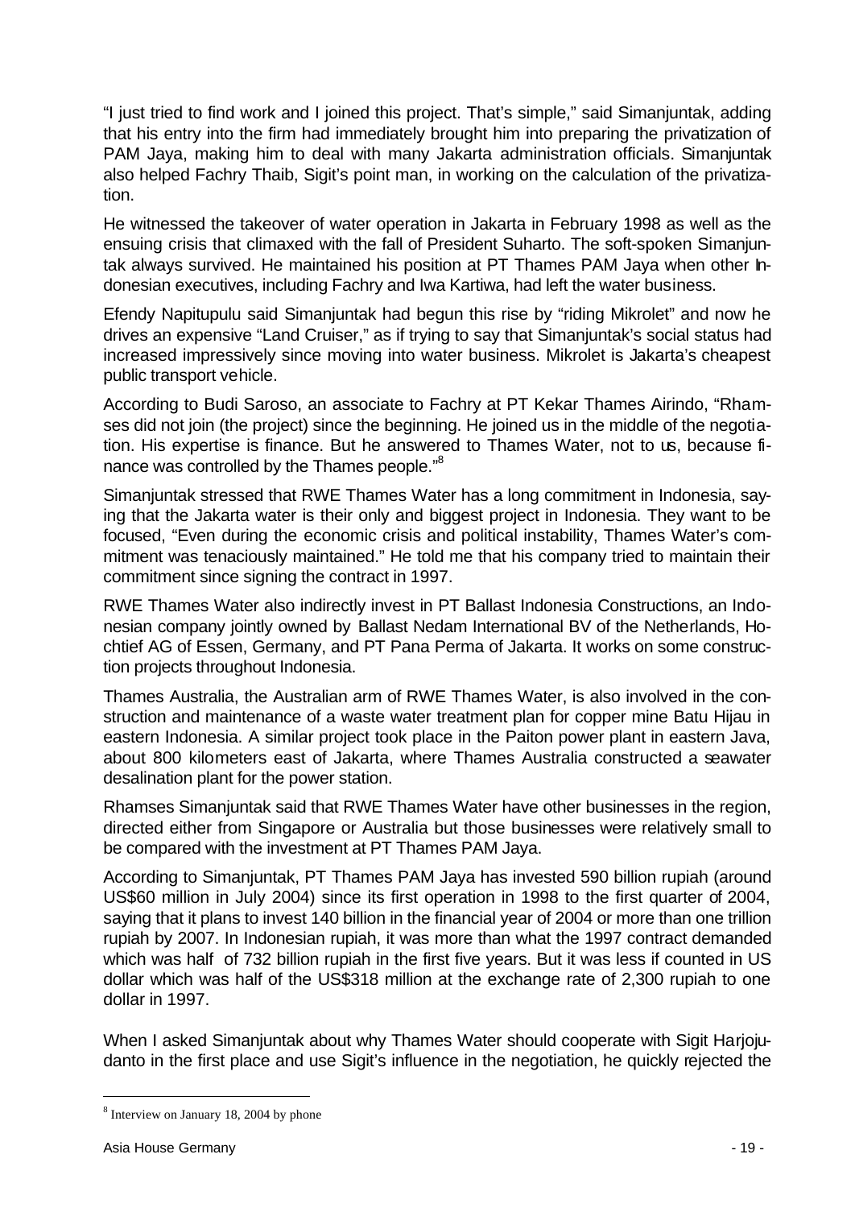"I just tried to find work and I joined this project. That's simple," said Simanjuntak, adding that his entry into the firm had immediately brought him into preparing the privatization of PAM Jaya, making him to deal with many Jakarta administration officials. Simanjuntak also helped Fachry Thaib, Sigit's point man, in working on the calculation of the privatization.

He witnessed the takeover of water operation in Jakarta in February 1998 as well as the ensuing crisis that climaxed with the fall of President Suharto. The soft-spoken Simanjuntak always survived. He maintained his position at PT Thames PAM Jaya when other Indonesian executives, including Fachry and Iwa Kartiwa, had left the water business.

Efendy Napitupulu said Simanjuntak had begun this rise by "riding Mikrolet" and now he drives an expensive "Land Cruiser," as if trying to say that Simanjuntak's social status had increased impressively since moving into water business. Mikrolet is Jakarta's cheapest public transport vehicle.

According to Budi Saroso, an associate to Fachry at PT Kekar Thames Airindo, "Rhamses did not join (the project) since the beginning. He joined us in the middle of the negotiation. His expertise is finance. But he answered to Thames Water, not to us, because finance was controlled by the Thames people."[8]

Simanjuntak stressed that RWE Thames Water has a long commitment in Indonesia, saying that the Jakarta water is their only and biggest project in Indonesia. They want to be focused, "Even during the economic crisis and political instability, Thames Water's commitment was tenaciously maintained." He told me that his company tried to maintain their commitment since signing the contract in 1997.

RWE Thames Water also indirectly invest in PT Ballast Indonesia Constructions, an Indonesian company jointly owned by Ballast Nedam International BV of the Netherlands, Hochtief AG of Essen, Germany, and PT Pana Perma of Jakarta. It works on some construction projects throughout Indonesia.

Thames Australia, the Australian arm of RWE Thames Water, is also involved in the construction and maintenance of a waste water treatment plan for copper mine Batu Hijau in eastern Indonesia. A similar project took place in the Paiton power plant in eastern Java, about 800 kilometers east of Jakarta, where Thames Australia constructed a seawater desalination plant for the power station.

Rhamses Simanjuntak said that RWE Thames Water have other businesses in the region, directed either from Singapore or Australia but those businesses were relatively small to be compared with the investment at PT Thames PAM Jaya.

According to Simanjuntak, PT Thames PAM Jaya has invested 590 billion rupiah (around US$60 million in July 2004) since its first operation in 1998 to the first quarter of 2004, saying that it plans to invest 140 billion in the financial year of 2004 or more than one trillion rupiah by 2007. In Indonesian rupiah, it was more than what the 1997 contract demanded which was half of 732 billion rupiah in the first five years. But it was less if counted in US dollar which was half of the US$318 million at the exchange rate of 2,300 rupiah to one dollar in 1997.

When I asked Simanjuntak about why Thames Water should cooperate with Sigit Harjojudanto in the first place and use Sigit's influence in the negotiation, he quickly rejected the

[8] Interview on January 18, 2004 by phone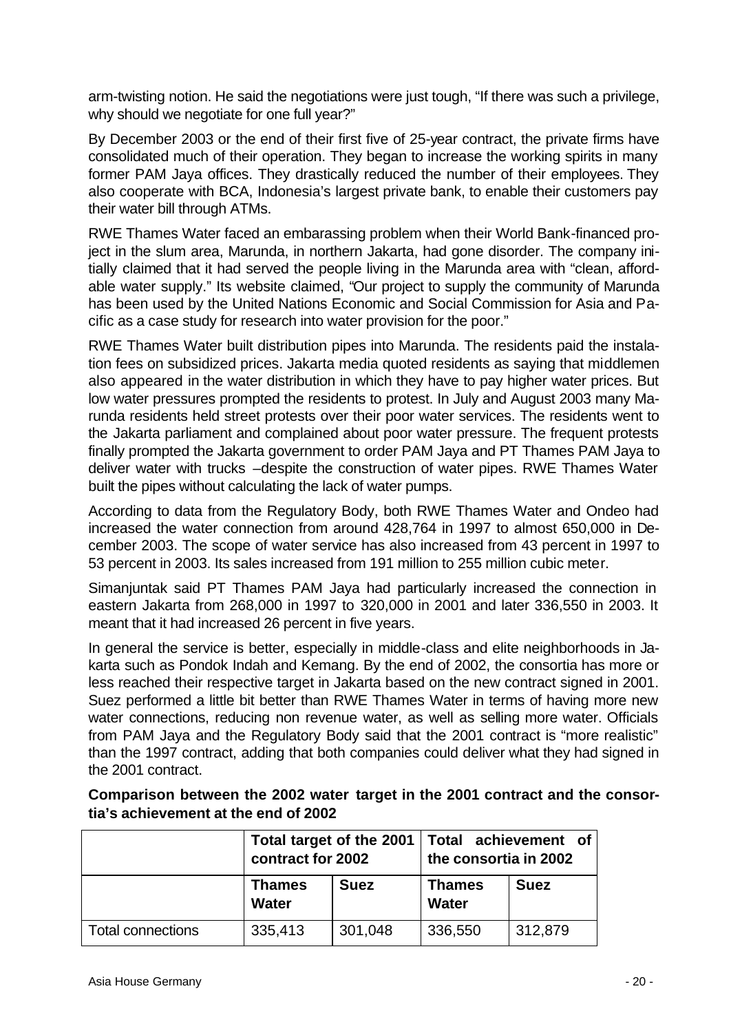arm-twisting notion. He said the negotiations were just tough, "If there was such a privilege, why should we negotiate for one full year?"

By December 2003 or the end of their first five of 25-year contract, the private firms have consolidated much of their operation. They began to increase the working spirits in many former PAM Jaya offices. They drastically reduced the number of their employees. They also cooperate with BCA, Indonesia's largest private bank, to enable their customers pay their water bill through ATMs.

RWE Thames Water faced an embarassing problem when their World Bank-financed project in the slum area, Marunda, in northern Jakarta, had gone disorder. The company initially claimed that it had served the people living in the Marunda area with "clean, affordable water supply." Its website claimed, "Our project to supply the community of Marunda has been used by the United Nations Economic and Social Commission for Asia and Pacific as a case study for research into water provision for the poor."

RWE Thames Water built distribution pipes into Marunda. The residents paid the instalation fees on subsidized prices. Jakarta media quoted residents as saying that middlemen also appeared in the water distribution in which they have to pay higher water prices. But low water pressures prompted the residents to protest. In July and August 2003 many Marunda residents held street protests over their poor water services. The residents went to the Jakarta parliament and complained about poor water pressure. The frequent protests finally prompted the Jakarta government to order PAM Jaya and PT Thames PAM Jaya to deliver water with trucks –despite the construction of water pipes. RWE Thames Water built the pipes without calculating the lack of water pumps.

According to data from the Regulatory Body, both RWE Thames Water and Ondeo had increased the water connection from around 428,764 in 1997 to almost 650,000 in December 2003. The scope of water service has also increased from 43 percent in 1997 to 53 percent in 2003. Its sales increased from 191 million to 255 million cubic meter.

Simanjuntak said PT Thames PAM Jaya had particularly increased the connection in eastern Jakarta from 268,000 in 1997 to 320,000 in 2001 and later 336,550 in 2003. It meant that it had increased 26 percent in five years.

In general the service is better, especially in middle-class and elite neighborhoods in Jakarta such as Pondok Indah and Kemang. By the end of 2002, the consortia has more or less reached their respective target in Jakarta based on the new contract signed in 2001. Suez performed a little bit better than RWE Thames Water in terms of having more new water connections, reducing non revenue water, as well as selling more water. Officials from PAM Jaya and the Regulatory Body said that the 2001 contract is "more realistic" than the 1997 contract, adding that both companies could deliver what they had signed in the 2001 contract.

**Comparison between the 2002 water target in the 2001 contract and the consortia's achievement at the end of 2002**

| | **Total target of the 2001 contract for 2002** | | **Total achievement of the consortia in 2002** | |
|---|---|---|---|---|
| | **Thames Water** | **Suez** | **Thames Water** | **Suez** |
| Total connections | 335,413 | 301,048 | 336,550 | 312,879 |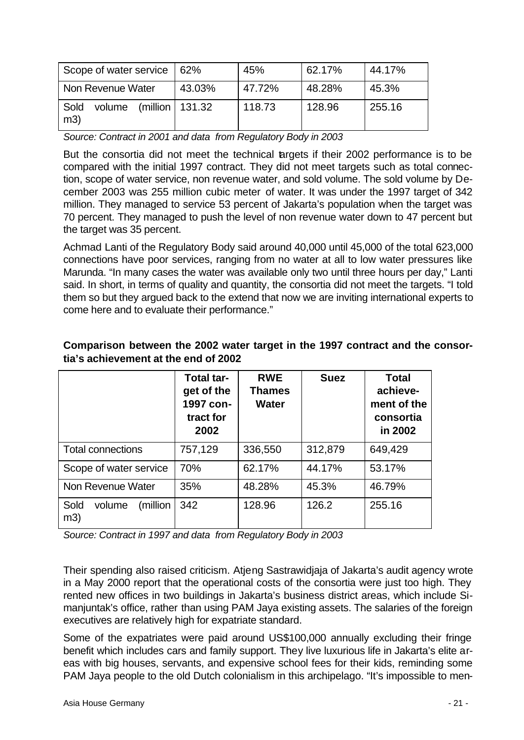| Scope of water service | 62% | 45% | 62.17% | 44.17% |
|---|---|---|---|---|
| Non Revenue Water | 43.03% | 47.72% | 48.28% | 45.3% |
| Sold volume (million m3) | 131.32 | 118.73 | 128.96 | 255.16 |

*Source: Contract in 2001 and data from Regulatory Body in 2003*

But the consortia did not meet the technical targets if their 2002 performance is to be compared with the initial 1997 contract. They did not meet targets such as total connection, scope of water service, non revenue water, and sold volume. The sold volume by December 2003 was 255 million cubic meter of water. It was under the 1997 target of 342 million. They managed to service 53 percent of Jakarta's population when the target was 70 percent. They managed to push the level of non revenue water down to 47 percent but the target was 35 percent.

Achmad Lanti of the Regulatory Body said around 40,000 until 45,000 of the total 623,000 connections have poor services, ranging from no water at all to low water pressures like Marunda. "In many cases the water was available only two until three hours per day," Lanti said. In short, in terms of quality and quantity, the consortia did not meet the targets. "I told them so but they argued back to the extend that now we are inviting international experts to come here and to evaluate their performance."

**Comparison between the 2002 water target in the 1997 contract and the consortia's achievement at the end of 2002**

| | Total target of the 1997 contract for 2002 | RWE Thames Water | Suez | Total achievement of the consortia in 2002 |
|---|---|---|---|---|
| Total connections | 757,129 | 336,550 | 312,879 | 649,429 |
| Scope of water service | 70% | 62.17% | 44.17% | 53.17% |
| Non Revenue Water | 35% | 48.28% | 45.3% | 46.79% |
| Sold volume (million m3) | 342 | 128.96 | 126.2 | 255.16 |

*Source: Contract in 1997 and data from Regulatory Body in 2003*

Their spending also raised criticism. Atjeng Sastrawidjaja of Jakarta's audit agency wrote in a May 2000 report that the operational costs of the consortia were just too high. They rented new offices in two buildings in Jakarta's business district areas, which include Simanjuntak's office, rather than using PAM Jaya existing assets. The salaries of the foreign executives are relatively high for expatriate standard.

Some of the expatriates were paid around US$100,000 annually excluding their fringe benefit which includes cars and family support. They live luxurious life in Jakarta's elite areas with big houses, servants, and expensive school fees for their kids, reminding some PAM Jaya people to the old Dutch colonialism in this archipelago. "It's impossible to men-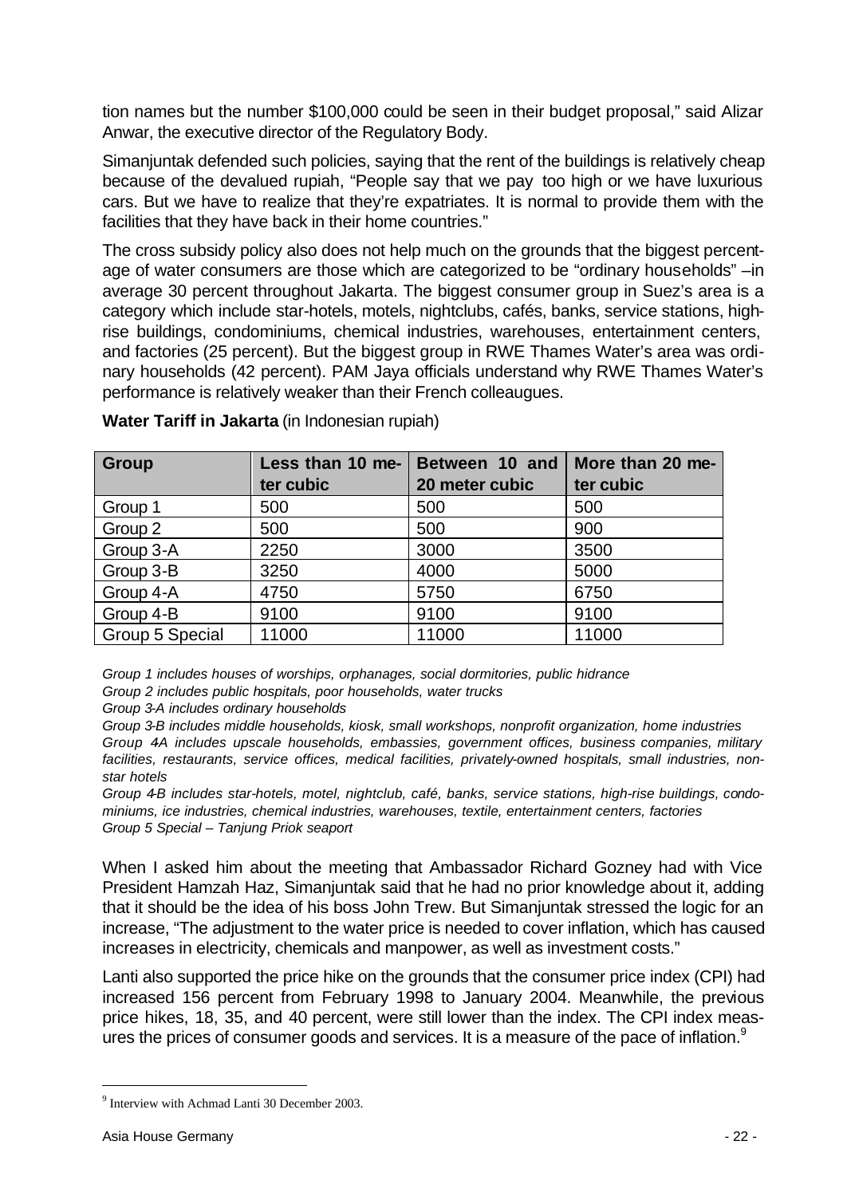tion names but the number $100,000 could be seen in their budget proposal," said Alizar Anwar, the executive director of the Regulatory Body.

Simanjuntak defended such policies, saying that the rent of the buildings is relatively cheap because of the devalued rupiah, "People say that we pay too high or we have luxurious cars. But we have to realize that they're expatriates. It is normal to provide them with the facilities that they have back in their home countries."

The cross subsidy policy also does not help much on the grounds that the biggest percentage of water consumers are those which are categorized to be "ordinary households" –in average 30 percent throughout Jakarta. The biggest consumer group in Suez's area is a category which include star-hotels, motels, nightclubs, cafés, banks, service stations, high-rise buildings, condominiums, chemical industries, warehouses, entertainment centers, and factories (25 percent). But the biggest group in RWE Thames Water's area was ordinary households (42 percent). PAM Jaya officials understand why RWE Thames Water's performance is relatively weaker than their French colleaugues.

**Water Tariff in Jakarta** (in Indonesian rupiah)

| Group | Less than 10 meter cubic | Between 10 and 20 meter cubic | More than 20 meter cubic |
|---|---|---|---|
| Group 1 | 500 | 500 | 500 |
| Group 2 | 500 | 500 | 900 |
| Group 3-A | 2250 | 3000 | 3500 |
| Group 3-B | 3250 | 4000 | 5000 |
| Group 4-A | 4750 | 5750 | 6750 |
| Group 4-B | 9100 | 9100 | 9100 |
| Group 5 Special | 11000 | 11000 | 11000 |

*Group 1 includes houses of worships, orphanages, social dormitories, public hidrance*
*Group 2 includes public hospitals, poor households, water trucks*
*Group 3-A includes ordinary households*
*Group 3-B includes middle households, kiosk, small workshops, nonprofit organization, home industries*
*Group 4A includes upscale households, embassies, government offices, business companies, military facilities, restaurants, service offices, medical facilities, privately-owned hospitals, small industries, non-star hotels*
*Group 4-B includes star-hotels, motel, nightclub, café, banks, service stations, high-rise buildings, condominiums, ice industries, chemical industries, warehouses, textile, entertainment centers, factories*
*Group 5 Special – Tanjung Priok seaport*

When I asked him about the meeting that Ambassador Richard Gozney had with Vice President Hamzah Haz, Simanjuntak said that he had no prior knowledge about it, adding that it should be the idea of his boss John Trew. But Simanjuntak stressed the logic for an increase, "The adjustment to the water price is needed to cover inflation, which has caused increases in electricity, chemicals and manpower, as well as investment costs."

Lanti also supported the price hike on the grounds that the consumer price index (CPI) had increased 156 percent from February 1998 to January 2004. Meanwhile, the previous price hikes, 18, 35, and 40 percent, were still lower than the index. The CPI index measures the prices of consumer goods and services. It is a measure of the pace of inflation.[9]

[9] Interview with Achmad Lanti 30 December 2003.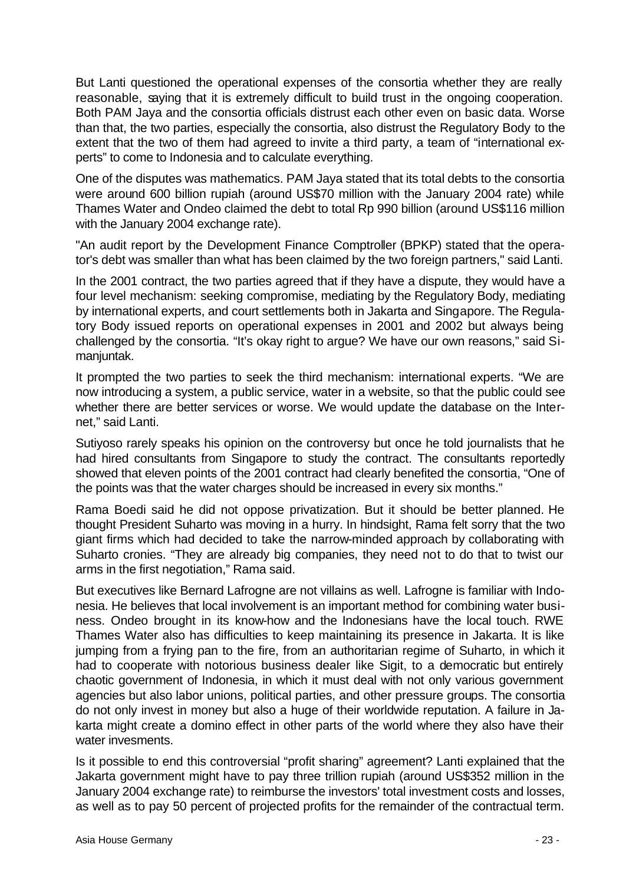But Lanti questioned the operational expenses of the consortia whether they are really reasonable, saying that it is extremely difficult to build trust in the ongoing cooperation. Both PAM Jaya and the consortia officials distrust each other even on basic data. Worse than that, the two parties, especially the consortia, also distrust the Regulatory Body to the extent that the two of them had agreed to invite a third party, a team of "international experts" to come to Indonesia and to calculate everything.

One of the disputes was mathematics. PAM Jaya stated that its total debts to the consortia were around 600 billion rupiah (around US$70 million with the January 2004 rate) while Thames Water and Ondeo claimed the debt to total Rp 990 billion (around US$116 million with the January 2004 exchange rate).

"An audit report by the Development Finance Comptroller (BPKP) stated that the operator's debt was smaller than what has been claimed by the two foreign partners," said Lanti.

In the 2001 contract, the two parties agreed that if they have a dispute, they would have a four level mechanism: seeking compromise, mediating by the Regulatory Body, mediating by international experts, and court settlements both in Jakarta and Singapore. The Regulatory Body issued reports on operational expenses in 2001 and 2002 but always being challenged by the consortia. "It's okay right to argue? We have our own reasons," said Simanjuntak.

It prompted the two parties to seek the third mechanism: international experts. "We are now introducing a system, a public service, water in a website, so that the public could see whether there are better services or worse. We would update the database on the Internet," said Lanti.

Sutiyoso rarely speaks his opinion on the controversy but once he told journalists that he had hired consultants from Singapore to study the contract. The consultants reportedly showed that eleven points of the 2001 contract had clearly benefited the consortia, "One of the points was that the water charges should be increased in every six months."

Rama Boedi said he did not oppose privatization. But it should be better planned. He thought President Suharto was moving in a hurry. In hindsight, Rama felt sorry that the two giant firms which had decided to take the narrow-minded approach by collaborating with Suharto cronies. "They are already big companies, they need not to do that to twist our arms in the first negotiation," Rama said.

But executives like Bernard Lafrogne are not villains as well. Lafrogne is familiar with Indonesia. He believes that local involvement is an important method for combining water business. Ondeo brought in its know-how and the Indonesians have the local touch. RWE Thames Water also has difficulties to keep maintaining its presence in Jakarta. It is like jumping from a frying pan to the fire, from an authoritarian regime of Suharto, in which it had to cooperate with notorious business dealer like Sigit, to a democratic but entirely chaotic government of Indonesia, in which it must deal with not only various government agencies but also labor unions, political parties, and other pressure groups. The consortia do not only invest in money but also a huge of their worldwide reputation. A failure in Jakarta might create a domino effect in other parts of the world where they also have their water invesments.

Is it possible to end this controversial "profit sharing" agreement? Lanti explained that the Jakarta government might have to pay three trillion rupiah (around US$352 million in the January 2004 exchange rate) to reimburse the investors' total investment costs and losses, as well as to pay 50 percent of projected profits for the remainder of the contractual term.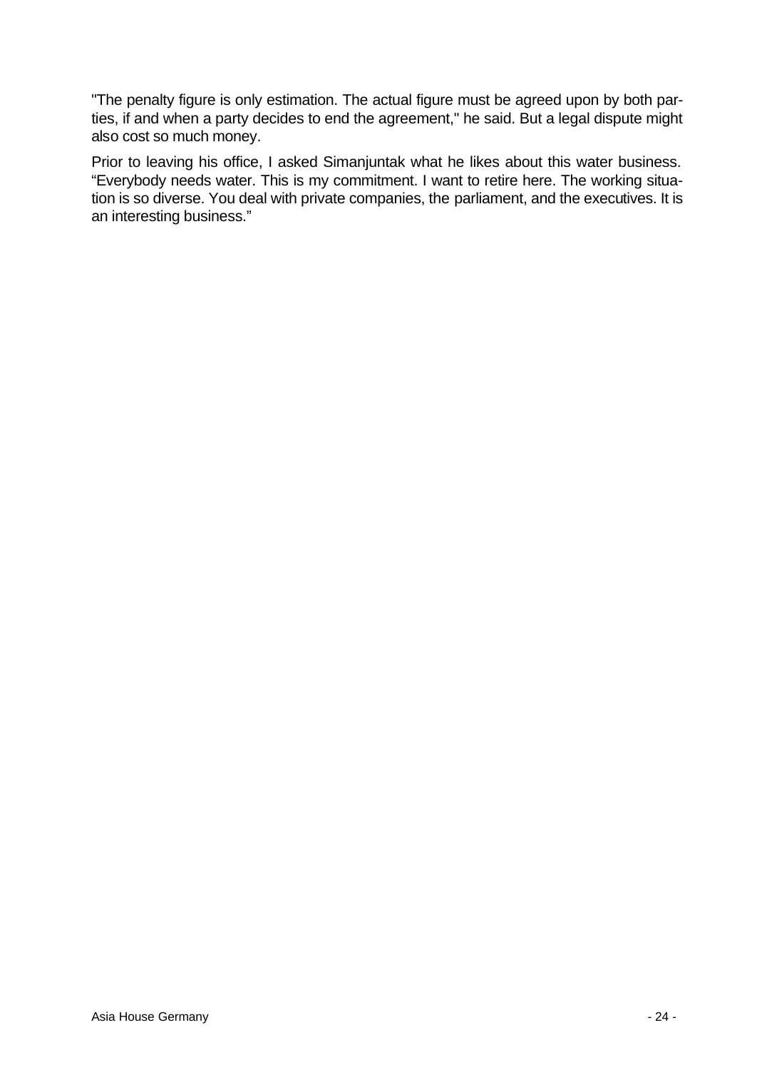"The penalty figure is only estimation. The actual figure must be agreed upon by both parties, if and when a party decides to end the agreement," he said. But a legal dispute might also cost so much money.

Prior to leaving his office, I asked Simanjuntak what he likes about this water business. “Everybody needs water. This is my commitment. I want to retire here. The working situation is so diverse. You deal with private companies, the parliament, and the executives. It is an interesting business.”